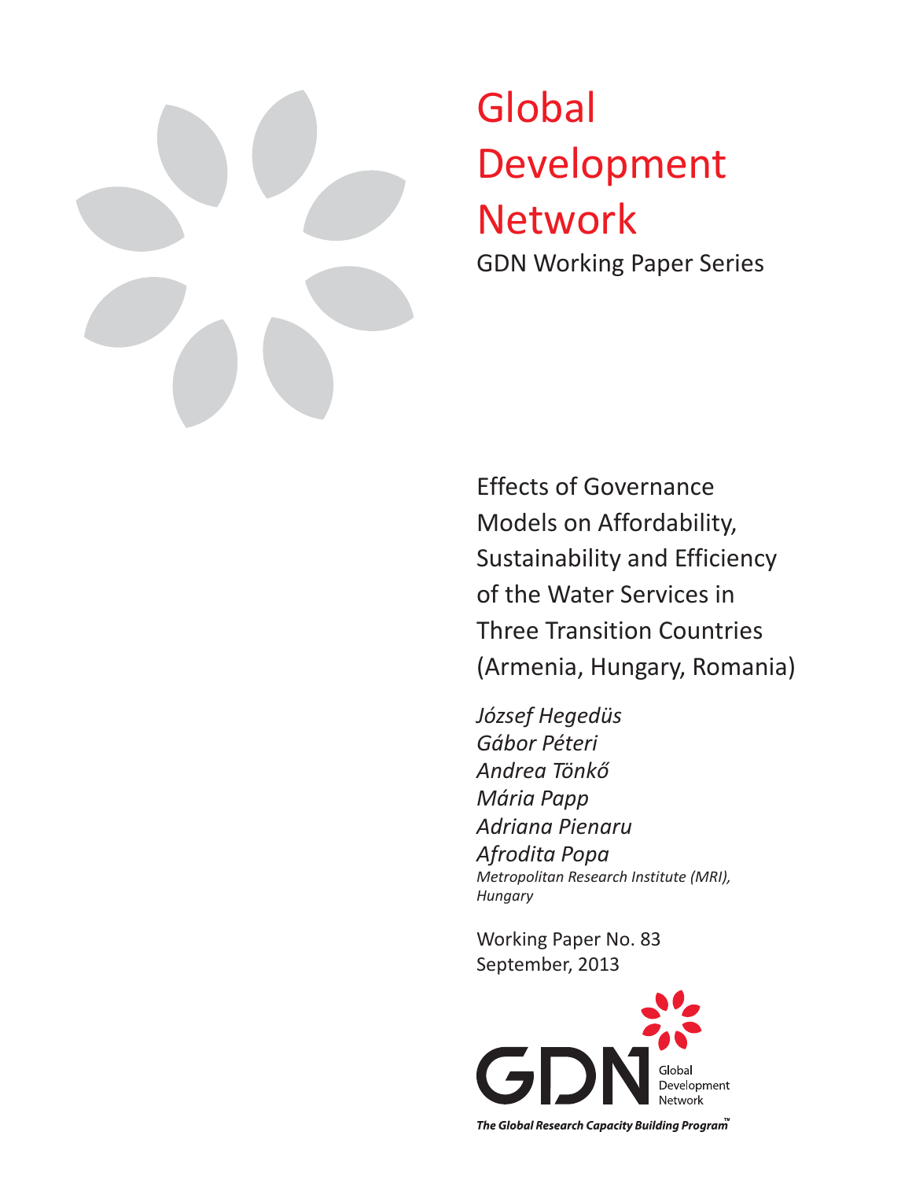# Global Development Network

GDN Working Paper Series

## Effects of Governance Models on Affordability, Sustainability and Efficiency of the Water Services in Three Transition Countries (Armenia, Hungary, Romania)

*József Hegedüs*
*Gábor Péteri*
*Andrea Tönkő*
*Mária Papp*
*Adriana Pienaru*
*Afrodita Popa*
*Metropolitan Research Institute (MRI), Hungary*

Working Paper No. 83
September, 2013

GDN Global Development Network

*The Global Research Capacity Building Program™*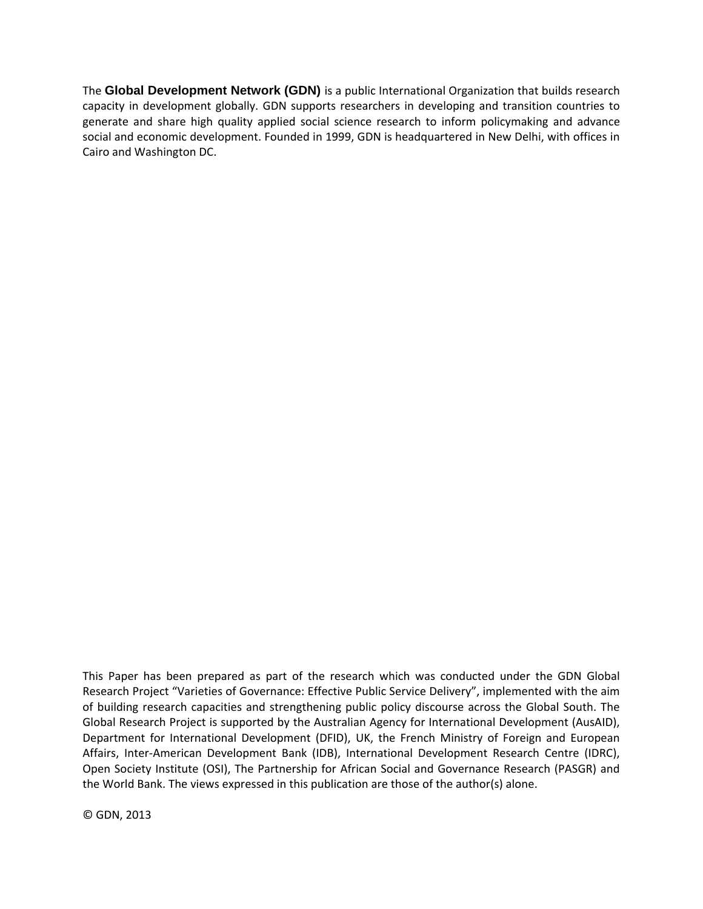The **Global Development Network (GDN)** is a public International Organization that builds research capacity in development globally. GDN supports researchers in developing and transition countries to generate and share high quality applied social science research to inform policymaking and advance social and economic development. Founded in 1999, GDN is headquartered in New Delhi, with offices in Cairo and Washington DC.

This Paper has been prepared as part of the research which was conducted under the GDN Global Research Project "Varieties of Governance: Effective Public Service Delivery", implemented with the aim of building research capacities and strengthening public policy discourse across the Global South. The Global Research Project is supported by the Australian Agency for International Development (AusAID), Department for International Development (DFID), UK, the French Ministry of Foreign and European Affairs, Inter-American Development Bank (IDB), International Development Research Centre (IDRC), Open Society Institute (OSI), The Partnership for African Social and Governance Research (PASGR) and the World Bank. The views expressed in this publication are those of the author(s) alone.

© GDN, 2013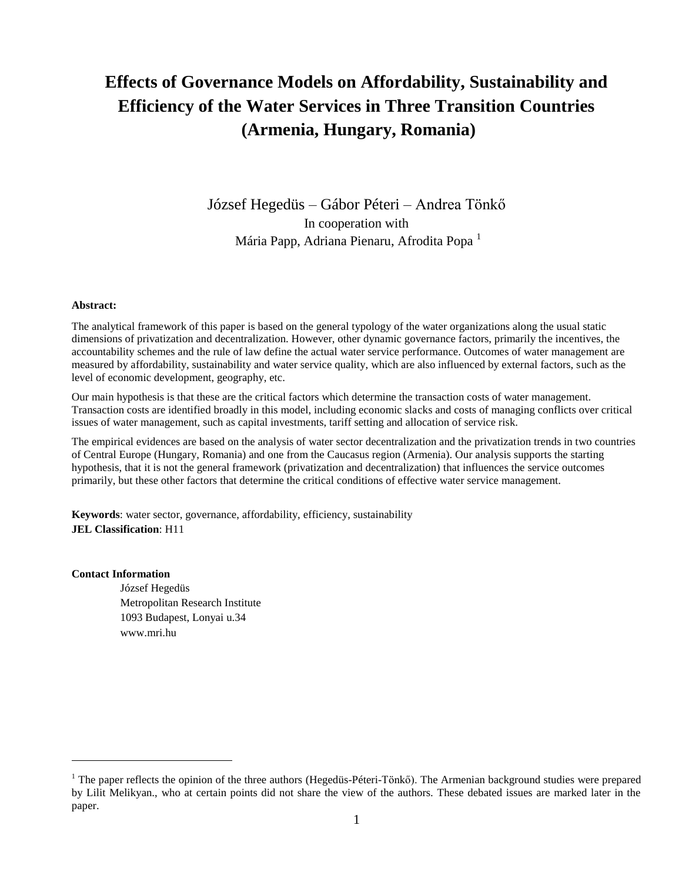# Effects of Governance Models on Affordability, Sustainability and Efficiency of the Water Services in Three Transition Countries (Armenia, Hungary, Romania)

József Hegedüs – Gábor Péteri – Andrea Tönkő

In cooperation with

Mária Papp, Adriana Pienaru, Afrodita Popa [1]

**Abstract:**

The analytical framework of this paper is based on the general typology of the water organizations along the usual static dimensions of privatization and decentralization. However, other dynamic governance factors, primarily the incentives, the accountability schemes and the rule of law define the actual water service performance. Outcomes of water management are measured by affordability, sustainability and water service quality, which are also influenced by external factors, such as the level of economic development, geography, etc.

Our main hypothesis is that these are the critical factors which determine the transaction costs of water management. Transaction costs are identified broadly in this model, including economic slacks and costs of managing conflicts over critical issues of water management, such as capital investments, tariff setting and allocation of service risk.

The empirical evidences are based on the analysis of water sector decentralization and the privatization trends in two countries of Central Europe (Hungary, Romania) and one from the Caucasus region (Armenia). Our analysis supports the starting hypothesis, that it is not the general framework (privatization and decentralization) that influences the service outcomes primarily, but these other factors that determine the critical conditions of effective water service management.

**Keywords**: water sector, governance, affordability, efficiency, sustainability
**JEL Classification**: H11

**Contact Information**

József Hegedüs
Metropolitan Research Institute
1093 Budapest, Lonyai u.34
www.mri.hu

[1] The paper reflects the opinion of the three authors (Hegedüs-Péteri-Tönkő). The Armenian background studies were prepared by Lilit Melikyan., who at certain points did not share the view of the authors. These debated issues are marked later in the paper.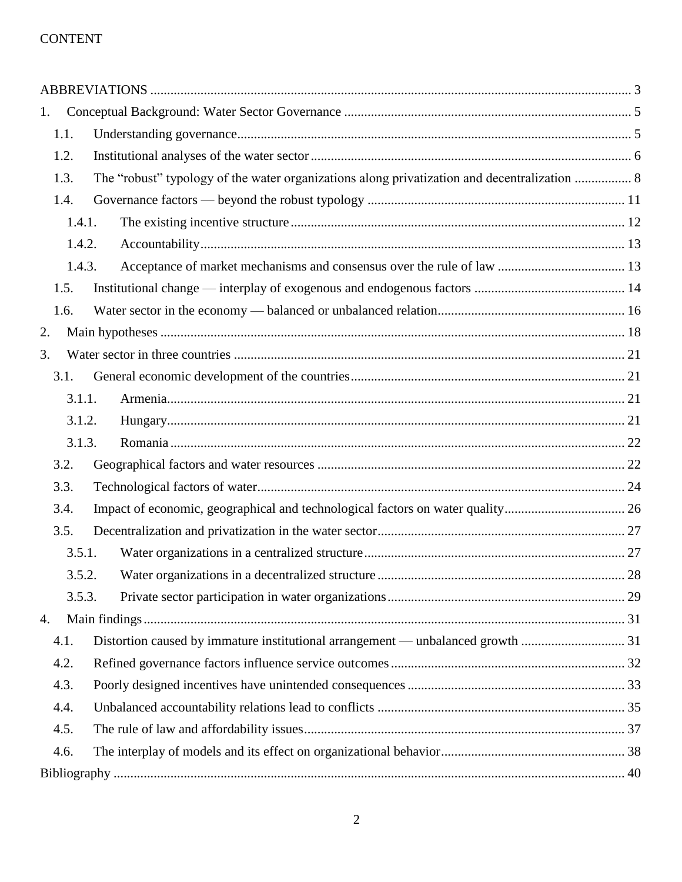CONTENT

ABBREVIATIONS ............................................................................................................................. 3

1. Conceptual Background: Water Sector Governance ..................................................................... 5

 1.1. Understanding governance..................................................................................................... 5

 1.2. Institutional analyses of the water sector ............................................................................... 6

 1.3. The “robust” typology of the water organizations along privatization and decentralization ................. 8

 1.4. Governance factors — beyond the robust typology ............................................................ 11

  1.4.1. The existing incentive structure ................................................................................... 12

  1.4.2. Accountability.............................................................................................................. 13

  1.4.3. Acceptance of market mechanisms and consensus over the rule of law ...................................... 13

 1.5. Institutional change — interplay of exogenous and endogenous factors ............................................. 14

 1.6. Water sector in the economy — balanced or unbalanced relation....................................................... 16

2. Main hypotheses ......................................................................................................................... 18

3. Water sector in three countries .................................................................................................... 21

 3.1. General economic development of the countries ................................................................. 21

  3.1.1. Armenia........................................................................................................................ 21

  3.1.2. Hungary........................................................................................................................ 21

  3.1.3. Romania ....................................................................................................................... 22

 3.2. Geographical factors and water resources ........................................................................... 22

 3.3. Technological factors of water............................................................................................. 24

 3.4. Impact of economic, geographical and technological factors on water quality.................................... 26

 3.5. Decentralization and privatization in the water sector.......................................................... 27

  3.5.1. Water organizations in a centralized structure............................................................. 27

  3.5.2. Water organizations in a decentralized structure .......................................................... 28

  3.5.3. Private sector participation in water organizations ....................................................... 29

4. Main findings .............................................................................................................................. 31

 4.1. Distortion caused by immature institutional arrangement — unbalanced growth ............................... 31

 4.2. Refined governance factors influence service outcomes ...................................................... 32

 4.3. Poorly designed incentives have unintended consequences ................................................. 33

 4.4. Unbalanced accountability relations lead to conflicts .......................................................... 35

 4.5. The rule of law and affordability issues................................................................................ 37

 4.6. The interplay of models and its effect on organizational behavior....................................................... 38

Bibliography ................................................................................................................................... 40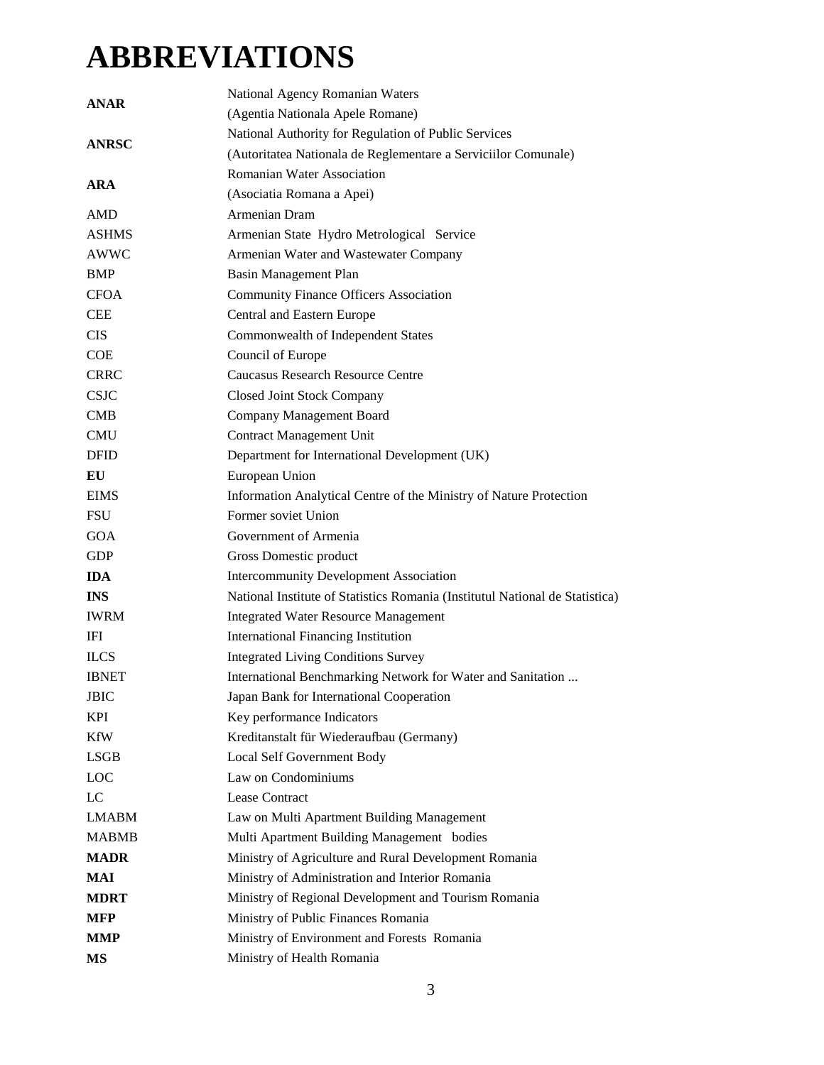# ABBREVIATIONS

| | |
|---|---|
| **ANAR** | National Agency Romanian Waters (Agentia Nationala Apele Romane) |
| **ANRSC** | National Authority for Regulation of Public Services (Autoritatea Nationala de Reglementare a Serviciilor Comunale) |
| **ARA** | Romanian Water Association (Asociatia Romana a Apei) |
| AMD | Armenian Dram |
| ASHMS | Armenian State Hydro Metrological Service |
| AWWC | Armenian Water and Wastewater Company |
| BMP | Basin Management Plan |
| CFOA | Community Finance Officers Association |
| CEE | Central and Eastern Europe |
| CIS | Commonwealth of Independent States |
| COE | Council of Europe |
| CRRC | Caucasus Research Resource Centre |
| CSJC | Closed Joint Stock Company |
| CMB | Company Management Board |
| CMU | Contract Management Unit |
| DFID | Department for International Development (UK) |
| **EU** | European Union |
| EIMS | Information Analytical Centre of the Ministry of Nature Protection |
| FSU | Former soviet Union |
| GOA | Government of Armenia |
| GDP | Gross Domestic product |
| **IDA** | Intercommunity Development Association |
| **INS** | National Institute of Statistics Romania (Institutul National de Statistica) |
| IWRM | Integrated Water Resource Management |
| IFI | International Financing Institution |
| ILCS | Integrated Living Conditions Survey |
| IBNET | International Benchmarking Network for Water and Sanitation ... |
| JBIC | Japan Bank for International Cooperation |
| KPI | Key performance Indicators |
| KfW | Kreditanstalt für Wiederaufbau (Germany) |
| LSGB | Local Self Government Body |
| LOC | Law on Condominiums |
| LC | Lease Contract |
| LMABM | Law on Multi Apartment Building Management |
| MABMB | Multi Apartment Building Management bodies |
| **MADR** | Ministry of Agriculture and Rural Development Romania |
| **MAI** | Ministry of Administration and Interior Romania |
| **MDRT** | Ministry of Regional Development and Tourism Romania |
| **MFP** | Ministry of Public Finances Romania |
| **MMP** | Ministry of Environment and Forests Romania |
| **MS** | Ministry of Health Romania |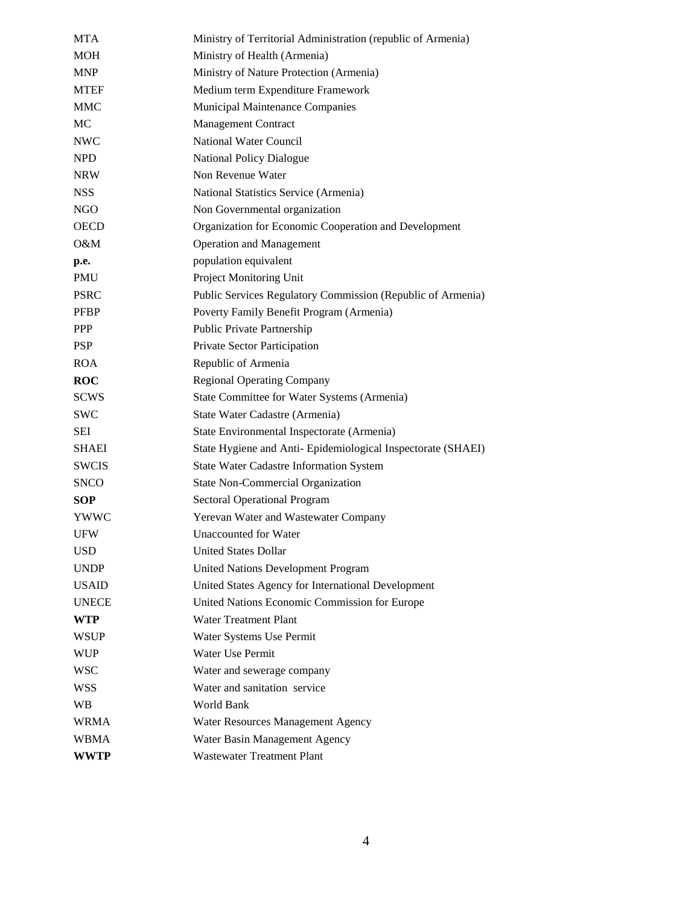| | |
|---|---|
| MTA | Ministry of Territorial Administration (republic of Armenia) |
| MOH | Ministry of Health (Armenia) |
| MNP | Ministry of Nature Protection (Armenia) |
| MTEF | Medium term Expenditure Framework |
| MMC | Municipal Maintenance Companies |
| MC | Management Contract |
| NWC | National Water Council |
| NPD | National Policy Dialogue |
| NRW | Non Revenue Water |
| NSS | National Statistics Service (Armenia) |
| NGO | Non Governmental organization |
| OECD | Organization for Economic Cooperation and Development |
| O&M | Operation and Management |
| **p.e.** | population equivalent |
| PMU | Project Monitoring Unit |
| PSRC | Public Services Regulatory Commission (Republic of Armenia) |
| PFBP | Poverty Family Benefit Program (Armenia) |
| PPP | Public Private Partnership |
| PSP | Private Sector Participation |
| ROA | Republic of Armenia |
| **ROC** | Regional Operating Company |
| SCWS | State Committee for Water Systems (Armenia) |
| SWC | State Water Cadastre (Armenia) |
| SEI | State Environmental Inspectorate (Armenia) |
| SHAEI | State Hygiene and Anti- Epidemiological Inspectorate (SHAEI) |
| SWCIS | State Water Cadastre Information System |
| SNCO | State Non-Commercial Organization |
| **SOP** | Sectoral Operational Program |
| YWWC | Yerevan Water and Wastewater Company |
| UFW | Unaccounted for Water |
| USD | United States Dollar |
| UNDP | United Nations Development Program |
| USAID | United States Agency for International Development |
| UNECE | United Nations Economic Commission for Europe |
| **WTP** | Water Treatment Plant |
| WSUP | Water Systems Use Permit |
| WUP | Water Use Permit |
| WSC | Water and sewerage company |
| WSS | Water and sanitation service |
| WB | World Bank |
| WRMA | Water Resources Management Agency |
| WBMA | Water Basin Management Agency |
| **WWTP** | Wastewater Treatment Plant |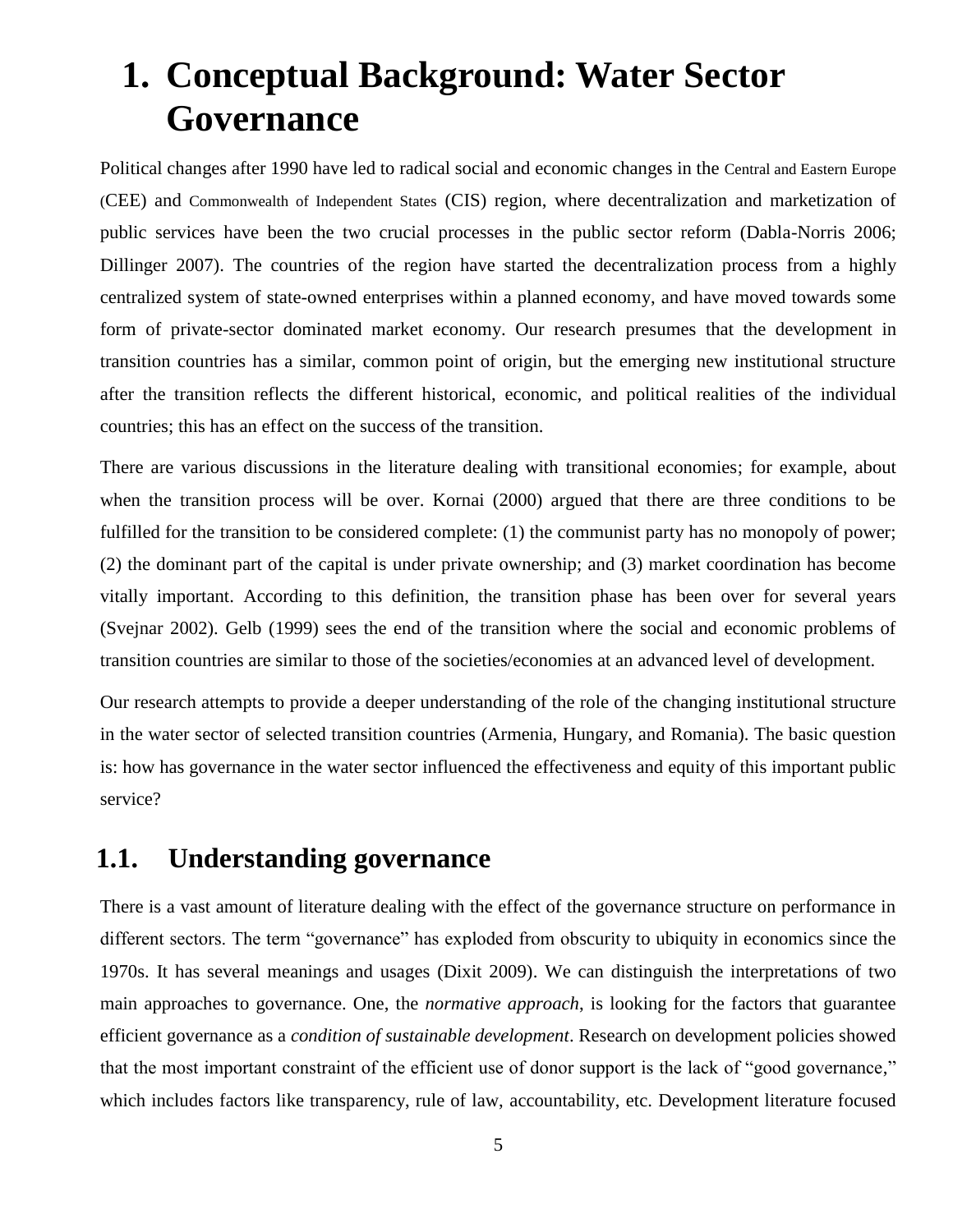# 1. Conceptual Background: Water Sector Governance

Political changes after 1990 have led to radical social and economic changes in the Central and Eastern Europe (CEE) and Commonwealth of Independent States (CIS) region, where decentralization and marketization of public services have been the two crucial processes in the public sector reform (Dabla-Norris 2006; Dillinger 2007). The countries of the region have started the decentralization process from a highly centralized system of state-owned enterprises within a planned economy, and have moved towards some form of private-sector dominated market economy. Our research presumes that the development in transition countries has a similar, common point of origin, but the emerging new institutional structure after the transition reflects the different historical, economic, and political realities of the individual countries; this has an effect on the success of the transition.

There are various discussions in the literature dealing with transitional economies; for example, about when the transition process will be over. Kornai (2000) argued that there are three conditions to be fulfilled for the transition to be considered complete: (1) the communist party has no monopoly of power; (2) the dominant part of the capital is under private ownership; and (3) market coordination has become vitally important. According to this definition, the transition phase has been over for several years (Svejnar 2002). Gelb (1999) sees the end of the transition where the social and economic problems of transition countries are similar to those of the societies/economies at an advanced level of development.

Our research attempts to provide a deeper understanding of the role of the changing institutional structure in the water sector of selected transition countries (Armenia, Hungary, and Romania). The basic question is: how has governance in the water sector influenced the effectiveness and equity of this important public service?

## 1.1. Understanding governance

There is a vast amount of literature dealing with the effect of the governance structure on performance in different sectors. The term "governance" has exploded from obscurity to ubiquity in economics since the 1970s. It has several meanings and usages (Dixit 2009). We can distinguish the interpretations of two main approaches to governance. One, the *normative approach*, is looking for the factors that guarantee efficient governance as a *condition of sustainable development*. Research on development policies showed that the most important constraint of the efficient use of donor support is the lack of "good governance," which includes factors like transparency, rule of law, accountability, etc. Development literature focused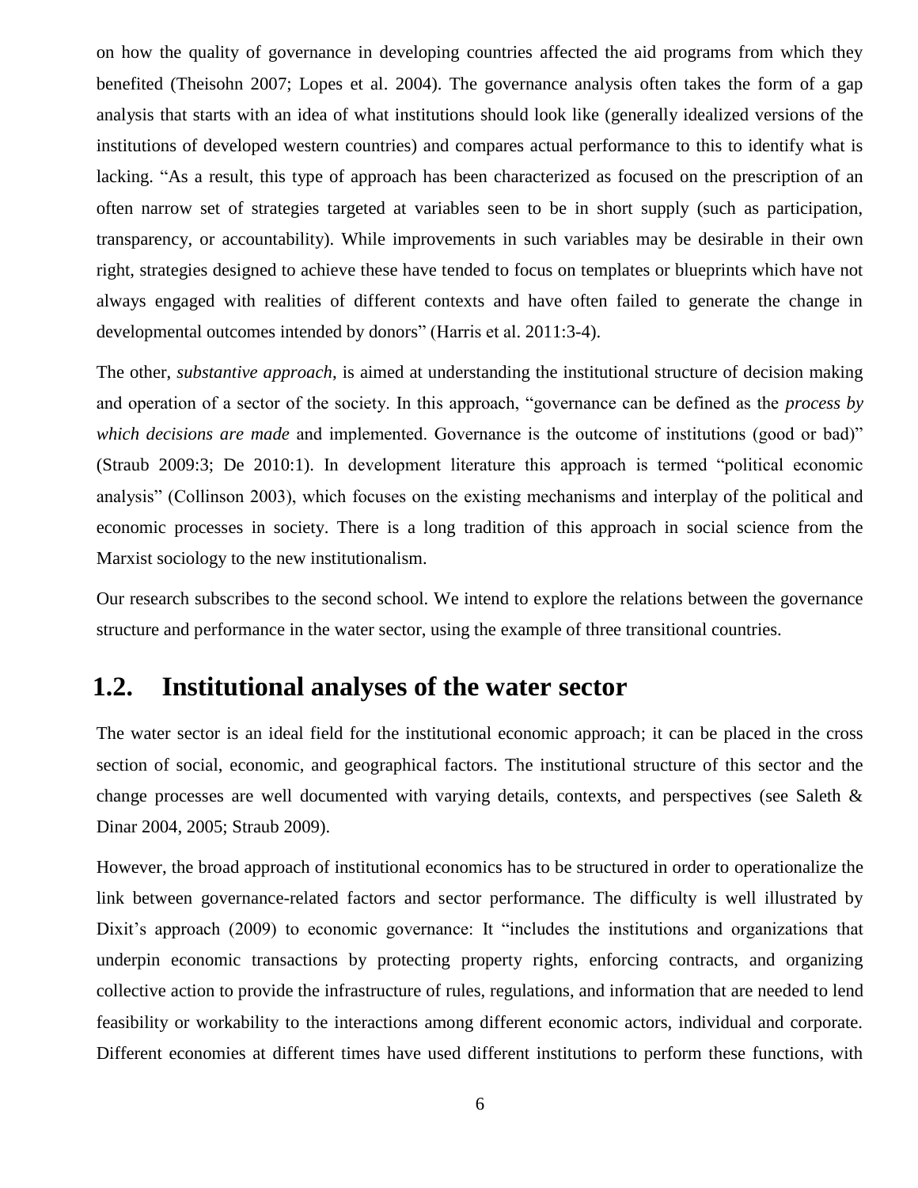on how the quality of governance in developing countries affected the aid programs from which they benefited (Theisohn 2007; Lopes et al. 2004). The governance analysis often takes the form of a gap analysis that starts with an idea of what institutions should look like (generally idealized versions of the institutions of developed western countries) and compares actual performance to this to identify what is lacking. "As a result, this type of approach has been characterized as focused on the prescription of an often narrow set of strategies targeted at variables seen to be in short supply (such as participation, transparency, or accountability). While improvements in such variables may be desirable in their own right, strategies designed to achieve these have tended to focus on templates or blueprints which have not always engaged with realities of different contexts and have often failed to generate the change in developmental outcomes intended by donors" (Harris et al. 2011:3-4).

The other, *substantive approach*, is aimed at understanding the institutional structure of decision making and operation of a sector of the society. In this approach, "governance can be defined as the *process by which decisions are made* and implemented. Governance is the outcome of institutions (good or bad)" (Straub 2009:3; De 2010:1). In development literature this approach is termed "political economic analysis" (Collinson 2003), which focuses on the existing mechanisms and interplay of the political and economic processes in society. There is a long tradition of this approach in social science from the Marxist sociology to the new institutionalism.

Our research subscribes to the second school. We intend to explore the relations between the governance structure and performance in the water sector, using the example of three transitional countries.

## 1.2. Institutional analyses of the water sector

The water sector is an ideal field for the institutional economic approach; it can be placed in the cross section of social, economic, and geographical factors. The institutional structure of this sector and the change processes are well documented with varying details, contexts, and perspectives (see Saleth & Dinar 2004, 2005; Straub 2009).

However, the broad approach of institutional economics has to be structured in order to operationalize the link between governance-related factors and sector performance. The difficulty is well illustrated by Dixit's approach (2009) to economic governance: It "includes the institutions and organizations that underpin economic transactions by protecting property rights, enforcing contracts, and organizing collective action to provide the infrastructure of rules, regulations, and information that are needed to lend feasibility or workability to the interactions among different economic actors, individual and corporate. Different economies at different times have used different institutions to perform these functions, with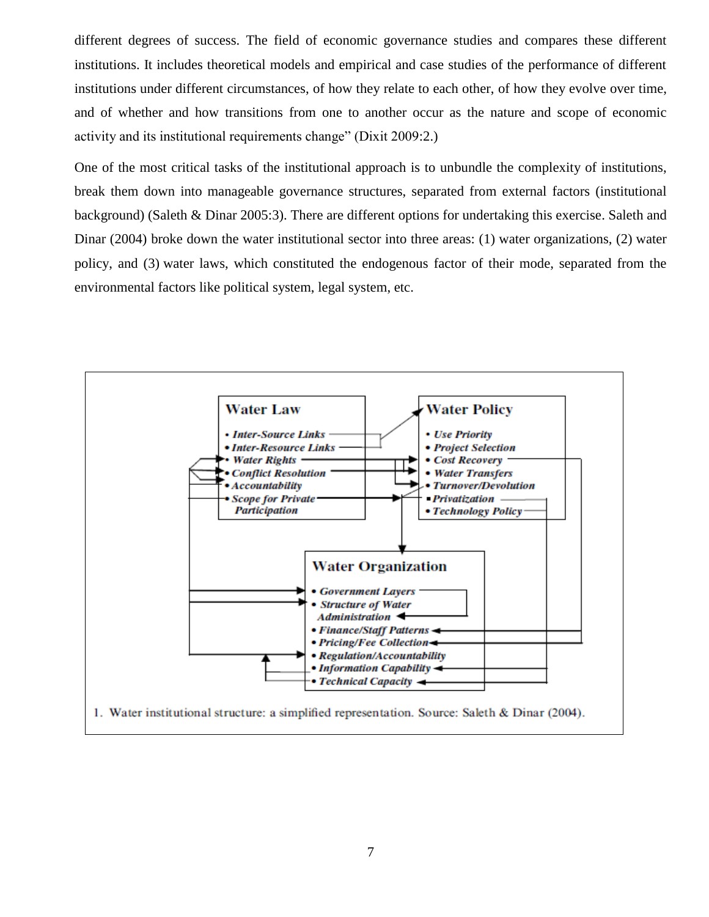different degrees of success. The field of economic governance studies and compares these different institutions. It includes theoretical models and empirical and case studies of the performance of different institutions under different circumstances, of how they relate to each other, of how they evolve over time, and of whether and how transitions from one to another occur as the nature and scope of economic activity and its institutional requirements change" (Dixit 2009:2.)

One of the most critical tasks of the institutional approach is to unbundle the complexity of institutions, break them down into manageable governance structures, separated from external factors (institutional background) (Saleth & Dinar 2005:3). There are different options for undertaking this exercise. Saleth and Dinar (2004) broke down the water institutional sector into three areas: (1) water organizations, (2) water policy, and (3) water laws, which constituted the endogenous factor of their mode, separated from the environmental factors like political system, legal system, etc.

**Water Law**
- *Inter-Source Links*
- *Inter-Resource Links*
- *Water Rights*
- *Conflict Resolution*
- *Accountability*
- *Scope for Private Participation*

**Water Policy**
- *Use Priority*
- *Project Selection*
- *Cost Recovery*
- *Water Transfers*
- *Turnover/Devolution*
- *Privatization*
- *Technology Policy*

**Water Organization**
- *Government Layers*
- *Structure of Water Administration*
- *Finance/Staff Patterns*
- *Pricing/Fee Collection*
- *Regulation/Accountability*
- *Information Capability*
- *Technical Capacity*

1. Water institutional structure: a simplified representation. Source: Saleth & Dinar (2004).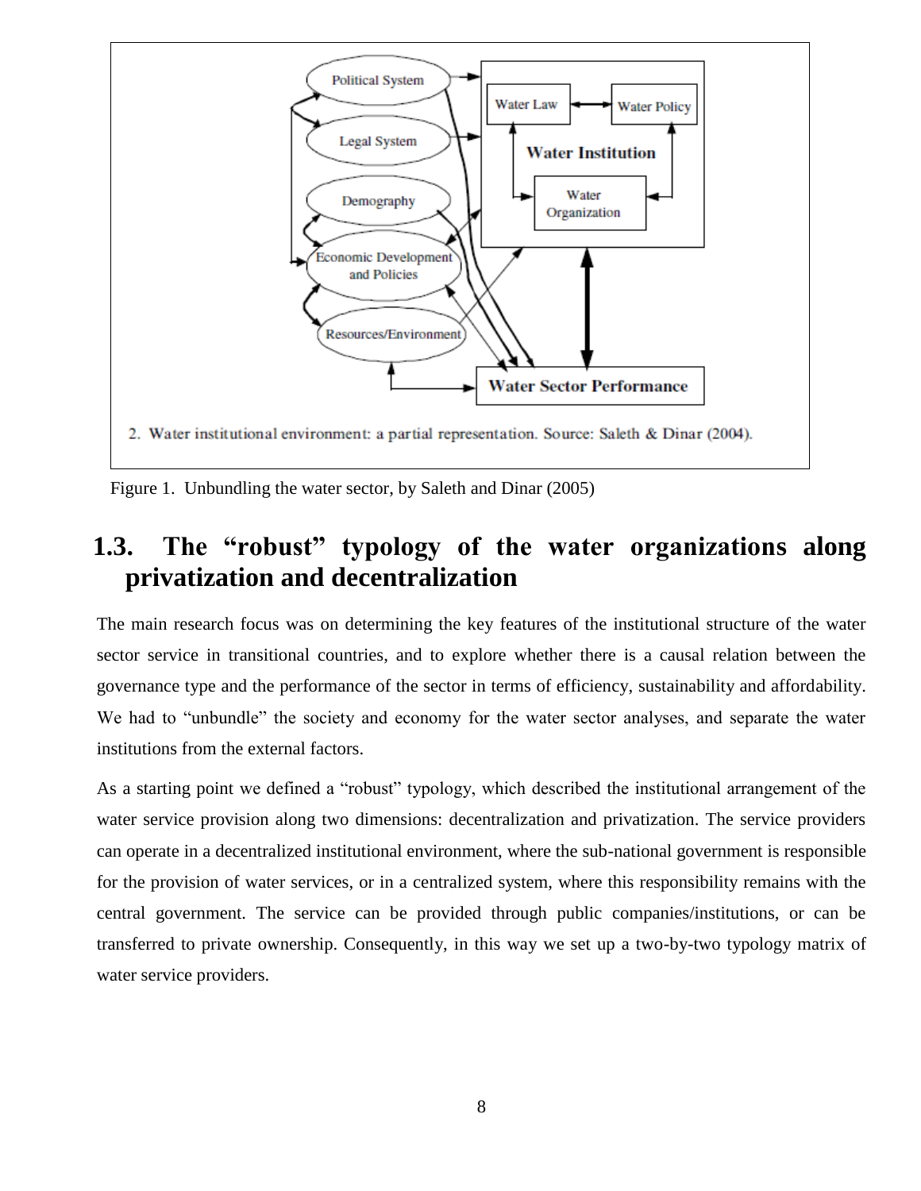2. Water institutional environment: a partial representation. Source: Saleth & Dinar (2004).

Figure 1. Unbundling the water sector, by Saleth and Dinar (2005)

## 1.3. The "robust" typology of the water organizations along privatization and decentralization

The main research focus was on determining the key features of the institutional structure of the water sector service in transitional countries, and to explore whether there is a causal relation between the governance type and the performance of the sector in terms of efficiency, sustainability and affordability. We had to "unbundle" the society and economy for the water sector analyses, and separate the water institutions from the external factors.

As a starting point we defined a "robust" typology, which described the institutional arrangement of the water service provision along two dimensions: decentralization and privatization. The service providers can operate in a decentralized institutional environment, where the sub-national government is responsible for the provision of water services, or in a centralized system, where this responsibility remains with the central government. The service can be provided through public companies/institutions, or can be transferred to private ownership. Consequently, in this way we set up a two-by-two typology matrix of water service providers.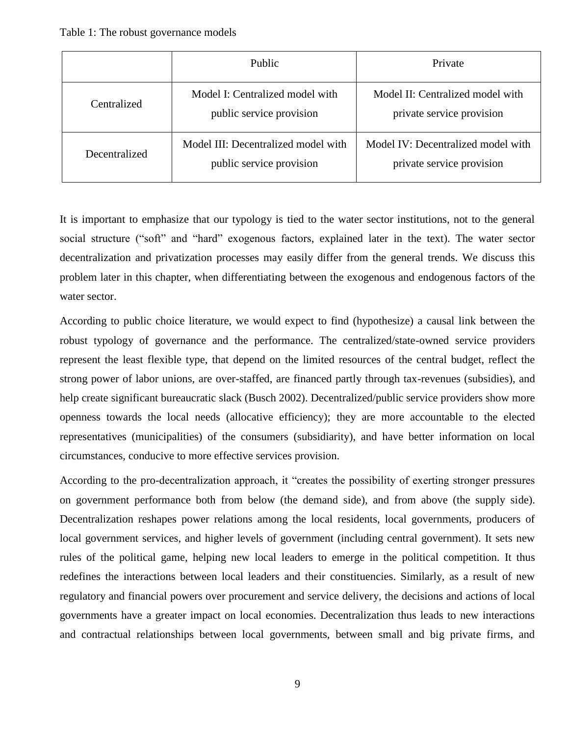Table 1: The robust governance models

| | Public | Private |
|---|---|---|
| Centralized | Model I: Centralized model with public service provision | Model II: Centralized model with private service provision |
| Decentralized | Model III: Decentralized model with public service provision | Model IV: Decentralized model with private service provision |

It is important to emphasize that our typology is tied to the water sector institutions, not to the general social structure ("soft" and "hard" exogenous factors, explained later in the text). The water sector decentralization and privatization processes may easily differ from the general trends. We discuss this problem later in this chapter, when differentiating between the exogenous and endogenous factors of the water sector.

According to public choice literature, we would expect to find (hypothesize) a causal link between the robust typology of governance and the performance. The centralized/state-owned service providers represent the least flexible type, that depend on the limited resources of the central budget, reflect the strong power of labor unions, are over-staffed, are financed partly through tax-revenues (subsidies), and help create significant bureaucratic slack (Busch 2002). Decentralized/public service providers show more openness towards the local needs (allocative efficiency); they are more accountable to the elected representatives (municipalities) of the consumers (subsidiarity), and have better information on local circumstances, conducive to more effective services provision.

According to the pro-decentralization approach, it "creates the possibility of exerting stronger pressures on government performance both from below (the demand side), and from above (the supply side). Decentralization reshapes power relations among the local residents, local governments, producers of local government services, and higher levels of government (including central government). It sets new rules of the political game, helping new local leaders to emerge in the political competition. It thus redefines the interactions between local leaders and their constituencies. Similarly, as a result of new regulatory and financial powers over procurement and service delivery, the decisions and actions of local governments have a greater impact on local economies. Decentralization thus leads to new interactions and contractual relationships between local governments, between small and big private firms, and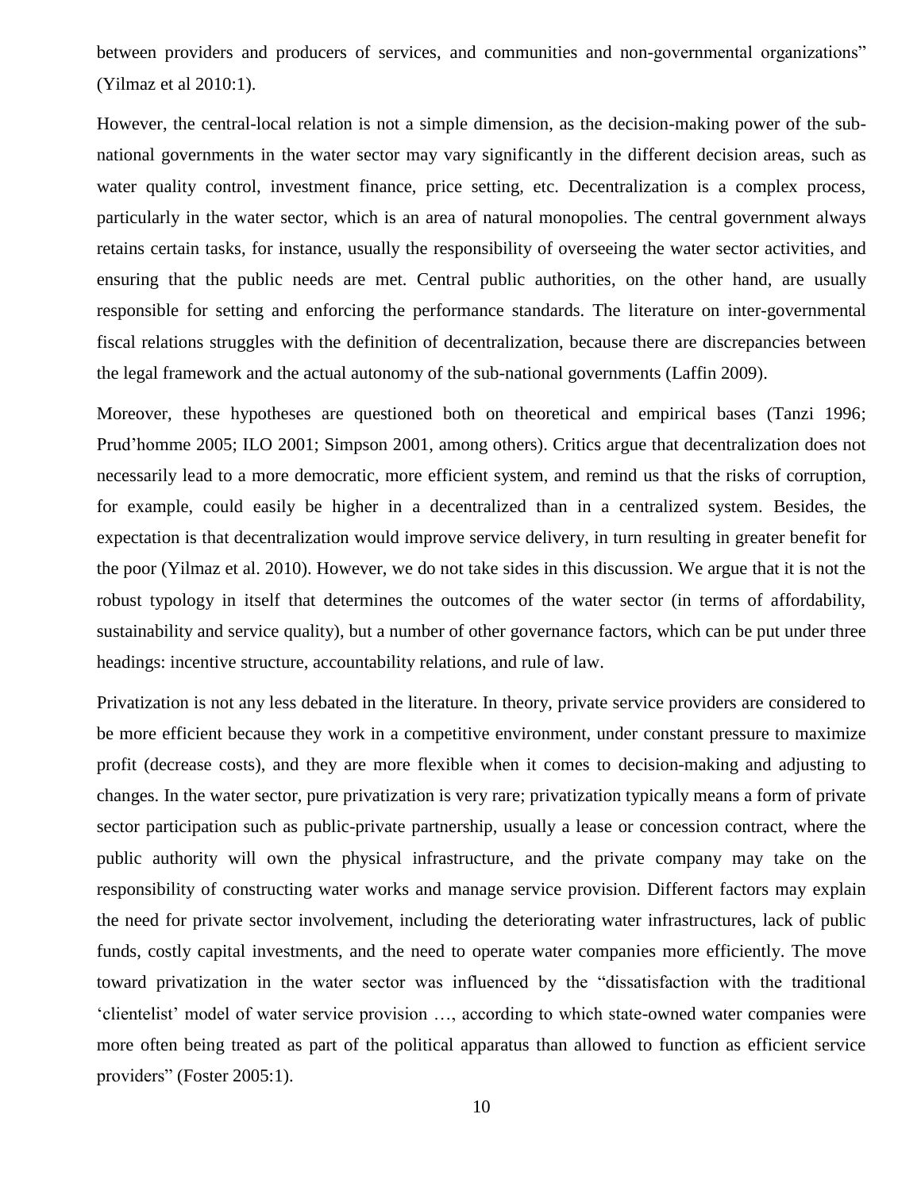between providers and producers of services, and communities and non-governmental organizations" (Yilmaz et al 2010:1).

However, the central-local relation is not a simple dimension, as the decision-making power of the sub-national governments in the water sector may vary significantly in the different decision areas, such as water quality control, investment finance, price setting, etc. Decentralization is a complex process, particularly in the water sector, which is an area of natural monopolies. The central government always retains certain tasks, for instance, usually the responsibility of overseeing the water sector activities, and ensuring that the public needs are met. Central public authorities, on the other hand, are usually responsible for setting and enforcing the performance standards. The literature on inter-governmental fiscal relations struggles with the definition of decentralization, because there are discrepancies between the legal framework and the actual autonomy of the sub-national governments (Laffin 2009).

Moreover, these hypotheses are questioned both on theoretical and empirical bases (Tanzi 1996; Prud'homme 2005; ILO 2001; Simpson 2001, among others). Critics argue that decentralization does not necessarily lead to a more democratic, more efficient system, and remind us that the risks of corruption, for example, could easily be higher in a decentralized than in a centralized system. Besides, the expectation is that decentralization would improve service delivery, in turn resulting in greater benefit for the poor (Yilmaz et al. 2010). However, we do not take sides in this discussion. We argue that it is not the robust typology in itself that determines the outcomes of the water sector (in terms of affordability, sustainability and service quality), but a number of other governance factors, which can be put under three headings: incentive structure, accountability relations, and rule of law.

Privatization is not any less debated in the literature. In theory, private service providers are considered to be more efficient because they work in a competitive environment, under constant pressure to maximize profit (decrease costs), and they are more flexible when it comes to decision-making and adjusting to changes. In the water sector, pure privatization is very rare; privatization typically means a form of private sector participation such as public-private partnership, usually a lease or concession contract, where the public authority will own the physical infrastructure, and the private company may take on the responsibility of constructing water works and manage service provision. Different factors may explain the need for private sector involvement, including the deteriorating water infrastructures, lack of public funds, costly capital investments, and the need to operate water companies more efficiently. The move toward privatization in the water sector was influenced by the "dissatisfaction with the traditional 'clientelist' model of water service provision …, according to which state-owned water companies were more often being treated as part of the political apparatus than allowed to function as efficient service providers" (Foster 2005:1).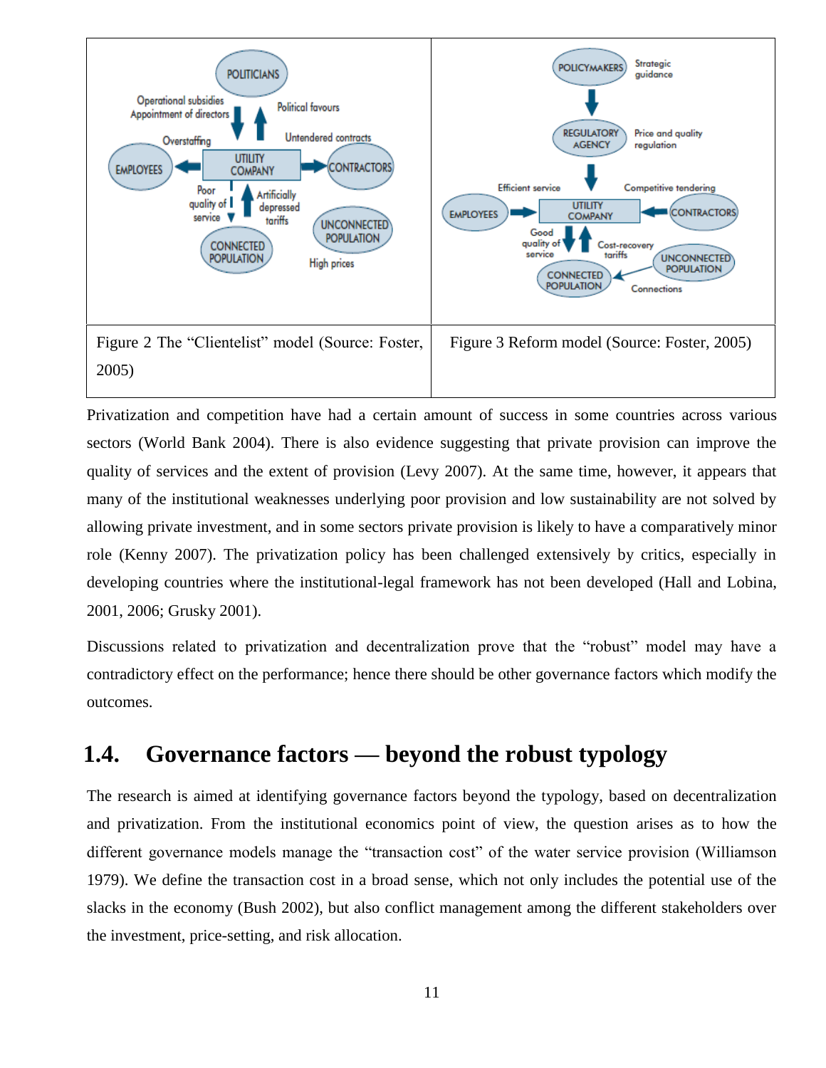Figure 2 The "Clientelist" model (Source: Foster, 2005)

Figure 3 Reform model (Source: Foster, 2005)

Privatization and competition have had a certain amount of success in some countries across various sectors (World Bank 2004). There is also evidence suggesting that private provision can improve the quality of services and the extent of provision (Levy 2007). At the same time, however, it appears that many of the institutional weaknesses underlying poor provision and low sustainability are not solved by allowing private investment, and in some sectors private provision is likely to have a comparatively minor role (Kenny 2007). The privatization policy has been challenged extensively by critics, especially in developing countries where the institutional-legal framework has not been developed (Hall and Lobina, 2001, 2006; Grusky 2001).

Discussions related to privatization and decentralization prove that the "robust" model may have a contradictory effect on the performance; hence there should be other governance factors which modify the outcomes.

## 1.4. Governance factors — beyond the robust typology

The research is aimed at identifying governance factors beyond the typology, based on decentralization and privatization. From the institutional economics point of view, the question arises as to how the different governance models manage the "transaction cost" of the water service provision (Williamson 1979). We define the transaction cost in a broad sense, which not only includes the potential use of the slacks in the economy (Bush 2002), but also conflict management among the different stakeholders over the investment, price-setting, and risk allocation.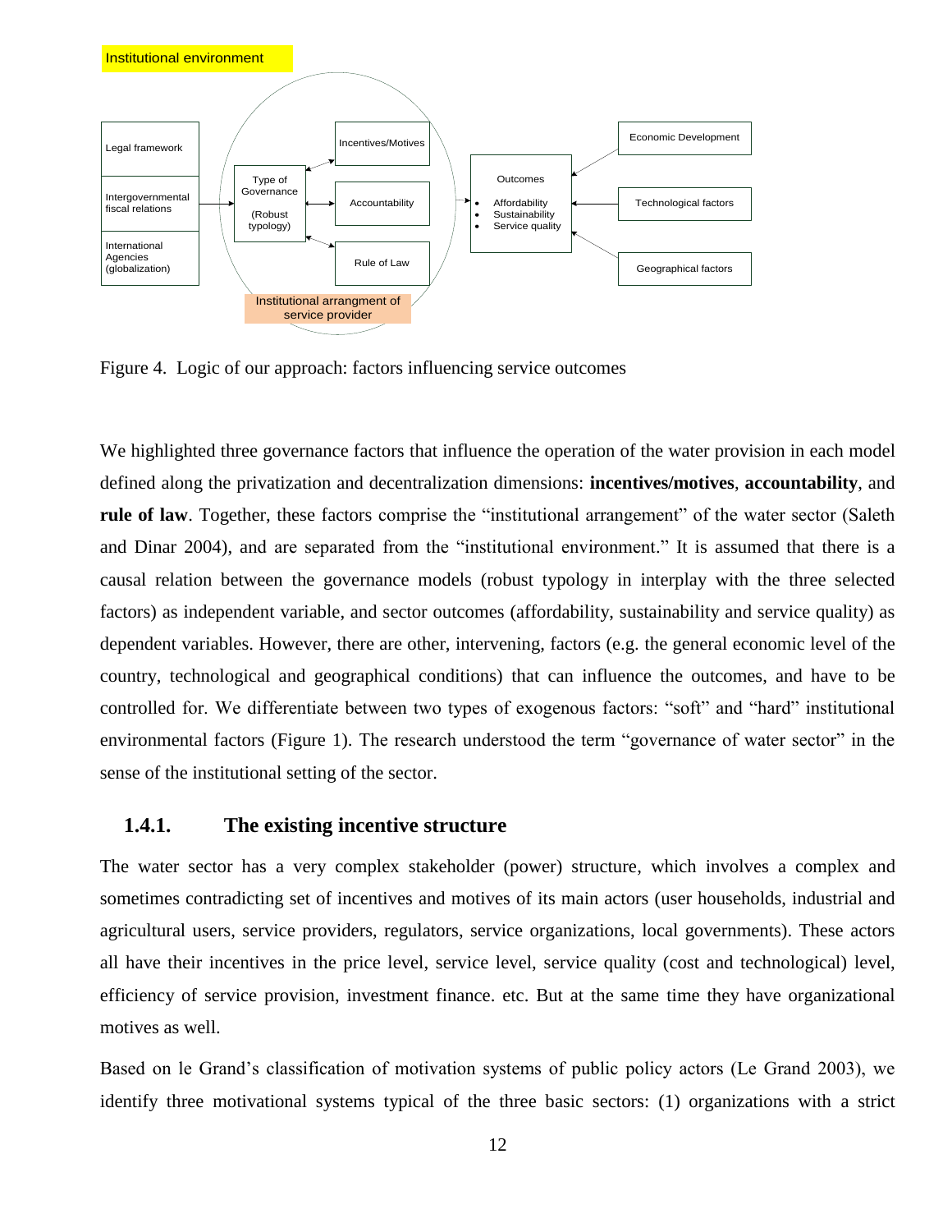Figure 4. Logic of our approach: factors influencing service outcomes

We highlighted three governance factors that influence the operation of the water provision in each model defined along the privatization and decentralization dimensions: **incentives/motives**, **accountability**, and **rule of law**. Together, these factors comprise the "institutional arrangement" of the water sector (Saleth and Dinar 2004), and are separated from the "institutional environment." It is assumed that there is a causal relation between the governance models (robust typology in interplay with the three selected factors) as independent variable, and sector outcomes (affordability, sustainability and service quality) as dependent variables. However, there are other, intervening, factors (e.g. the general economic level of the country, technological and geographical conditions) that can influence the outcomes, and have to be controlled for. We differentiate between two types of exogenous factors: "soft" and "hard" institutional environmental factors (Figure 1). The research understood the term "governance of water sector" in the sense of the institutional setting of the sector.

### 1.4.1. The existing incentive structure

The water sector has a very complex stakeholder (power) structure, which involves a complex and sometimes contradicting set of incentives and motives of its main actors (user households, industrial and agricultural users, service providers, regulators, service organizations, local governments). These actors all have their incentives in the price level, service level, service quality (cost and technological) level, efficiency of service provision, investment finance. etc. But at the same time they have organizational motives as well.

Based on le Grand's classification of motivation systems of public policy actors (Le Grand 2003), we identify three motivational systems typical of the three basic sectors: (1) organizations with a strict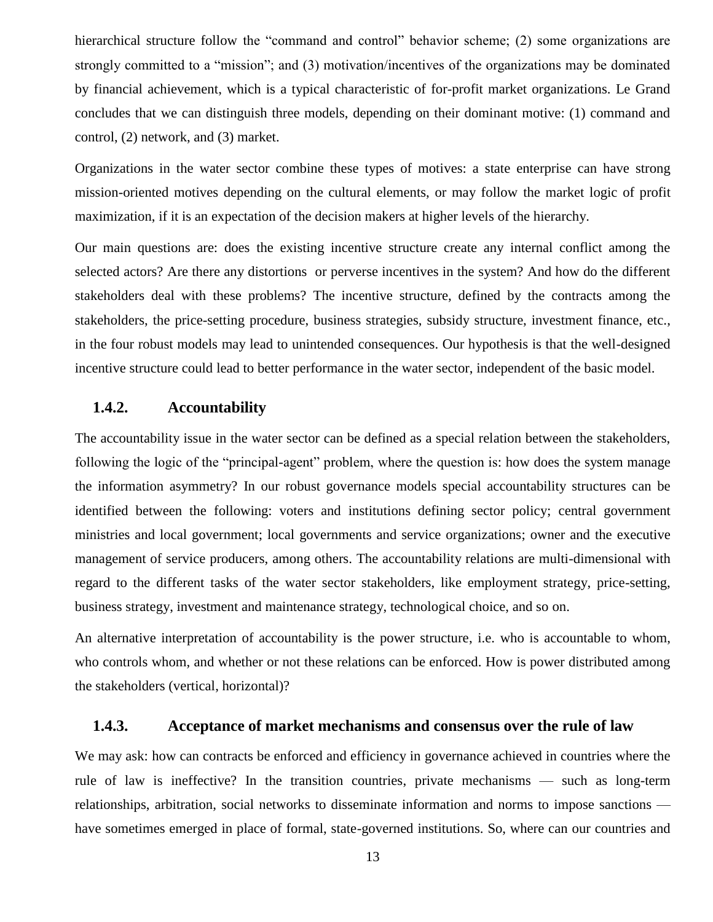hierarchical structure follow the "command and control" behavior scheme; (2) some organizations are strongly committed to a "mission"; and (3) motivation/incentives of the organizations may be dominated by financial achievement, which is a typical characteristic of for-profit market organizations. Le Grand concludes that we can distinguish three models, depending on their dominant motive: (1) command and control, (2) network, and (3) market.

Organizations in the water sector combine these types of motives: a state enterprise can have strong mission-oriented motives depending on the cultural elements, or may follow the market logic of profit maximization, if it is an expectation of the decision makers at higher levels of the hierarchy.

Our main questions are: does the existing incentive structure create any internal conflict among the selected actors? Are there any distortions or perverse incentives in the system? And how do the different stakeholders deal with these problems? The incentive structure, defined by the contracts among the stakeholders, the price-setting procedure, business strategies, subsidy structure, investment finance, etc., in the four robust models may lead to unintended consequences. Our hypothesis is that the well-designed incentive structure could lead to better performance in the water sector, independent of the basic model.

### 1.4.2. Accountability

The accountability issue in the water sector can be defined as a special relation between the stakeholders, following the logic of the "principal-agent" problem, where the question is: how does the system manage the information asymmetry? In our robust governance models special accountability structures can be identified between the following: voters and institutions defining sector policy; central government ministries and local government; local governments and service organizations; owner and the executive management of service producers, among others. The accountability relations are multi-dimensional with regard to the different tasks of the water sector stakeholders, like employment strategy, price-setting, business strategy, investment and maintenance strategy, technological choice, and so on.

An alternative interpretation of accountability is the power structure, i.e. who is accountable to whom, who controls whom, and whether or not these relations can be enforced. How is power distributed among the stakeholders (vertical, horizontal)?

### 1.4.3. Acceptance of market mechanisms and consensus over the rule of law

We may ask: how can contracts be enforced and efficiency in governance achieved in countries where the rule of law is ineffective? In the transition countries, private mechanisms — such as long-term relationships, arbitration, social networks to disseminate information and norms to impose sanctions — have sometimes emerged in place of formal, state-governed institutions. So, where can our countries and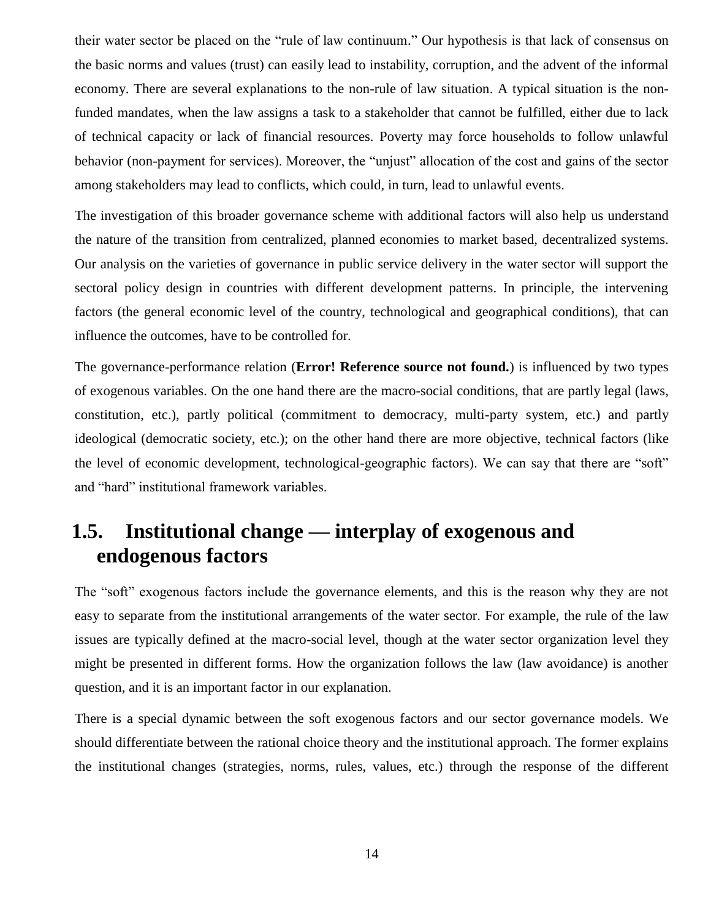their water sector be placed on the "rule of law continuum." Our hypothesis is that lack of consensus on the basic norms and values (trust) can easily lead to instability, corruption, and the advent of the informal economy. There are several explanations to the non-rule of law situation. A typical situation is the non-funded mandates, when the law assigns a task to a stakeholder that cannot be fulfilled, either due to lack of technical capacity or lack of financial resources. Poverty may force households to follow unlawful behavior (non-payment for services). Moreover, the "unjust" allocation of the cost and gains of the sector among stakeholders may lead to conflicts, which could, in turn, lead to unlawful events.

The investigation of this broader governance scheme with additional factors will also help us understand the nature of the transition from centralized, planned economies to market based, decentralized systems. Our analysis on the varieties of governance in public service delivery in the water sector will support the sectoral policy design in countries with different development patterns. In principle, the intervening factors (the general economic level of the country, technological and geographical conditions), that can influence the outcomes, have to be controlled for.

The governance-performance relation (**Error! Reference source not found.**) is influenced by two types of exogenous variables. On the one hand there are the macro-social conditions, that are partly legal (laws, constitution, etc.), partly political (commitment to democracy, multi-party system, etc.) and partly ideological (democratic society, etc.); on the other hand there are more objective, technical factors (like the level of economic development, technological-geographic factors). We can say that there are "soft" and "hard" institutional framework variables.

## 1.5. Institutional change — interplay of exogenous and endogenous factors

The "soft" exogenous factors include the governance elements, and this is the reason why they are not easy to separate from the institutional arrangements of the water sector. For example, the rule of the law issues are typically defined at the macro-social level, though at the water sector organization level they might be presented in different forms. How the organization follows the law (law avoidance) is another question, and it is an important factor in our explanation.

There is a special dynamic between the soft exogenous factors and our sector governance models. We should differentiate between the rational choice theory and the institutional approach. The former explains the institutional changes (strategies, norms, rules, values, etc.) through the response of the different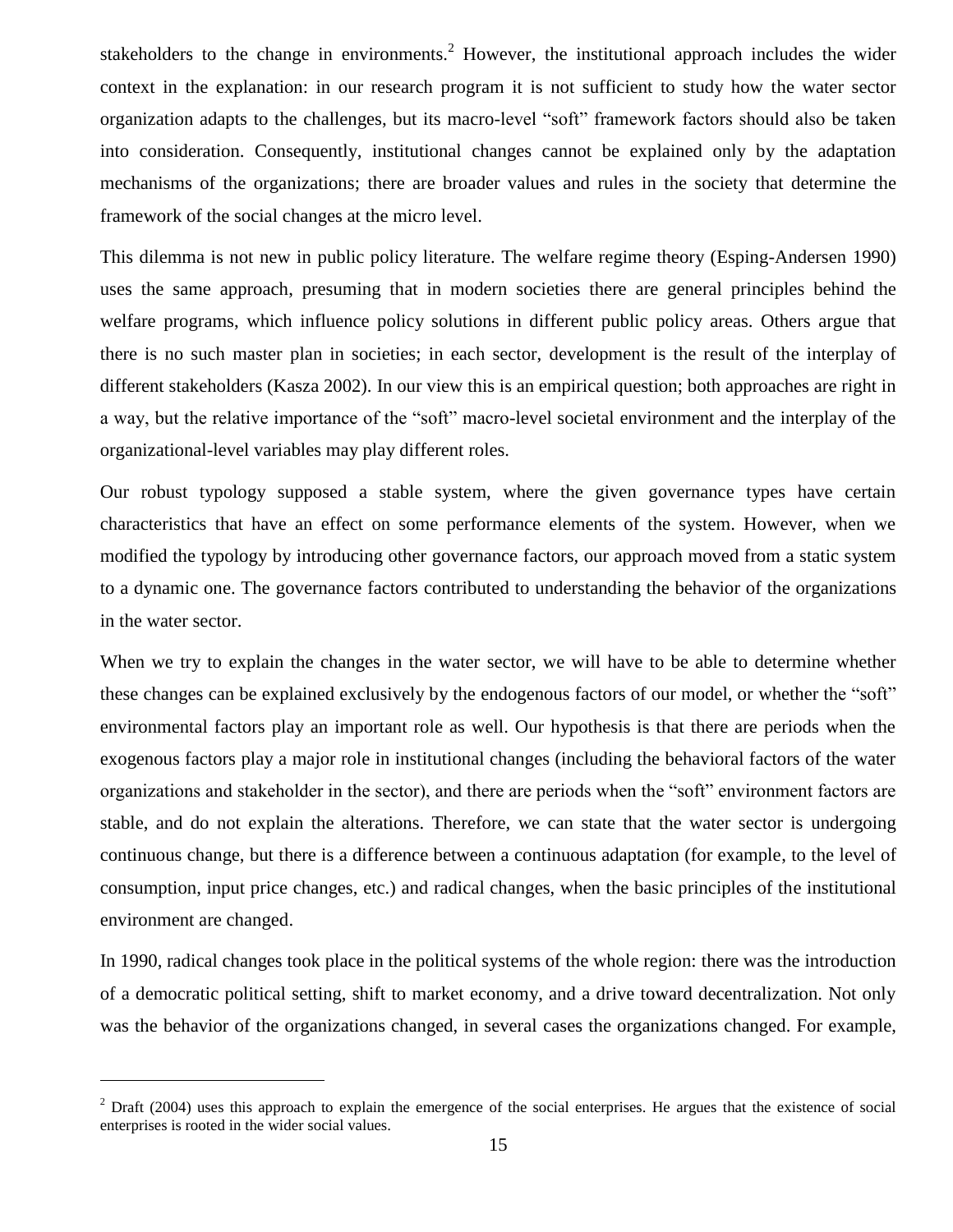stakeholders to the change in environments.[2] However, the institutional approach includes the wider context in the explanation: in our research program it is not sufficient to study how the water sector organization adapts to the challenges, but its macro-level "soft" framework factors should also be taken into consideration. Consequently, institutional changes cannot be explained only by the adaptation mechanisms of the organizations; there are broader values and rules in the society that determine the framework of the social changes at the micro level.

This dilemma is not new in public policy literature. The welfare regime theory (Esping-Andersen 1990) uses the same approach, presuming that in modern societies there are general principles behind the welfare programs, which influence policy solutions in different public policy areas. Others argue that there is no such master plan in societies; in each sector, development is the result of the interplay of different stakeholders (Kasza 2002). In our view this is an empirical question; both approaches are right in a way, but the relative importance of the "soft" macro-level societal environment and the interplay of the organizational-level variables may play different roles.

Our robust typology supposed a stable system, where the given governance types have certain characteristics that have an effect on some performance elements of the system. However, when we modified the typology by introducing other governance factors, our approach moved from a static system to a dynamic one. The governance factors contributed to understanding the behavior of the organizations in the water sector.

When we try to explain the changes in the water sector, we will have to be able to determine whether these changes can be explained exclusively by the endogenous factors of our model, or whether the "soft" environmental factors play an important role as well. Our hypothesis is that there are periods when the exogenous factors play a major role in institutional changes (including the behavioral factors of the water organizations and stakeholder in the sector), and there are periods when the "soft" environment factors are stable, and do not explain the alterations. Therefore, we can state that the water sector is undergoing continuous change, but there is a difference between a continuous adaptation (for example, to the level of consumption, input price changes, etc.) and radical changes, when the basic principles of the institutional environment are changed.

In 1990, radical changes took place in the political systems of the whole region: there was the introduction of a democratic political setting, shift to market economy, and a drive toward decentralization. Not only was the behavior of the organizations changed, in several cases the organizations changed. For example,

[2] Draft (2004) uses this approach to explain the emergence of the social enterprises. He argues that the existence of social enterprises is rooted in the wider social values.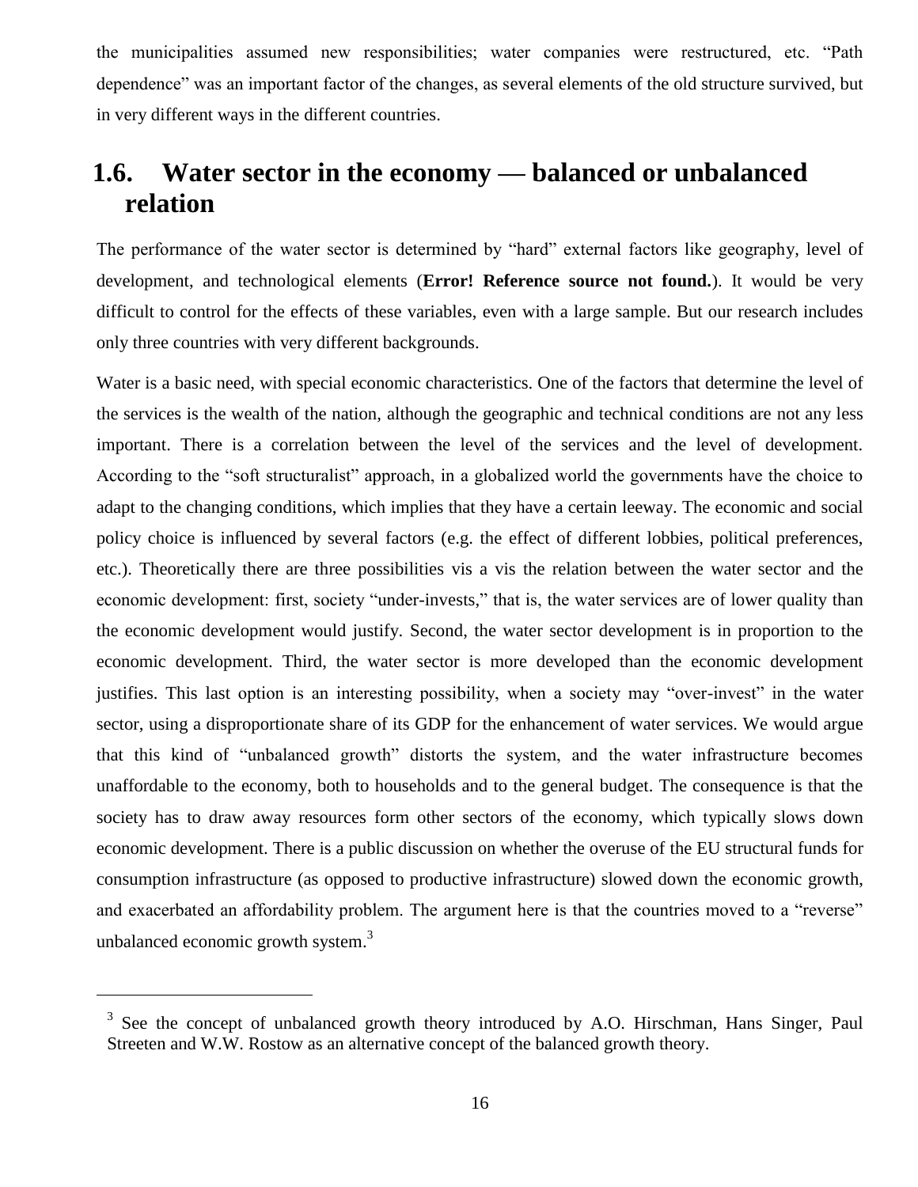the municipalities assumed new responsibilities; water companies were restructured, etc. "Path dependence" was an important factor of the changes, as several elements of the old structure survived, but in very different ways in the different countries.

## 1.6. Water sector in the economy — balanced or unbalanced relation

The performance of the water sector is determined by "hard" external factors like geography, level of development, and technological elements (**Error! Reference source not found.**). It would be very difficult to control for the effects of these variables, even with a large sample. But our research includes only three countries with very different backgrounds.

Water is a basic need, with special economic characteristics. One of the factors that determine the level of the services is the wealth of the nation, although the geographic and technical conditions are not any less important. There is a correlation between the level of the services and the level of development. According to the "soft structuralist" approach, in a globalized world the governments have the choice to adapt to the changing conditions, which implies that they have a certain leeway. The economic and social policy choice is influenced by several factors (e.g. the effect of different lobbies, political preferences, etc.). Theoretically there are three possibilities vis a vis the relation between the water sector and the economic development: first, society "under-invests," that is, the water services are of lower quality than the economic development would justify. Second, the water sector development is in proportion to the economic development. Third, the water sector is more developed than the economic development justifies. This last option is an interesting possibility, when a society may "over-invest" in the water sector, using a disproportionate share of its GDP for the enhancement of water services. We would argue that this kind of "unbalanced growth" distorts the system, and the water infrastructure becomes unaffordable to the economy, both to households and to the general budget. The consequence is that the society has to draw away resources form other sectors of the economy, which typically slows down economic development. There is a public discussion on whether the overuse of the EU structural funds for consumption infrastructure (as opposed to productive infrastructure) slowed down the economic growth, and exacerbated an affordability problem. The argument here is that the countries moved to a "reverse" unbalanced economic growth system.[3]

---

[3] See the concept of unbalanced growth theory introduced by A.O. Hirschman, Hans Singer, Paul Streeten and W.W. Rostow as an alternative concept of the balanced growth theory.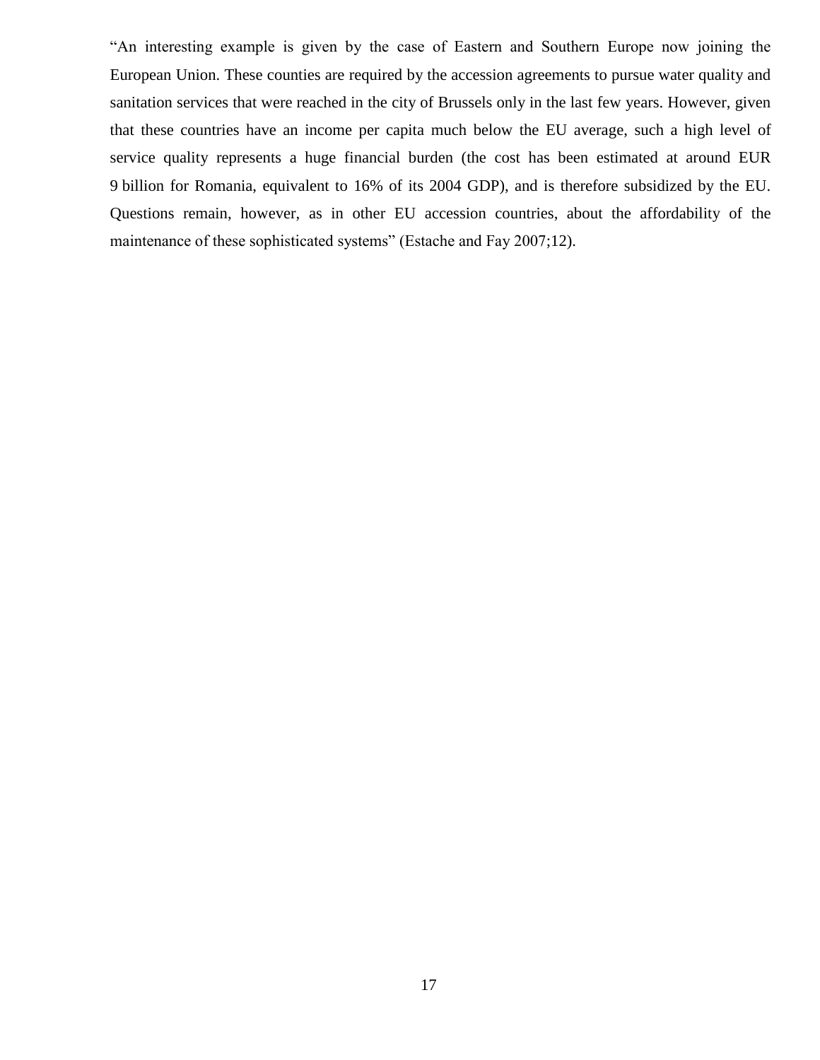“An interesting example is given by the case of Eastern and Southern Europe now joining the European Union. These counties are required by the accession agreements to pursue water quality and sanitation services that were reached in the city of Brussels only in the last few years. However, given that these countries have an income per capita much below the EU average, such a high level of service quality represents a huge financial burden (the cost has been estimated at around EUR 9 billion for Romania, equivalent to 16% of its 2004 GDP), and is therefore subsidized by the EU. Questions remain, however, as in other EU accession countries, about the affordability of the maintenance of these sophisticated systems” (Estache and Fay 2007;12).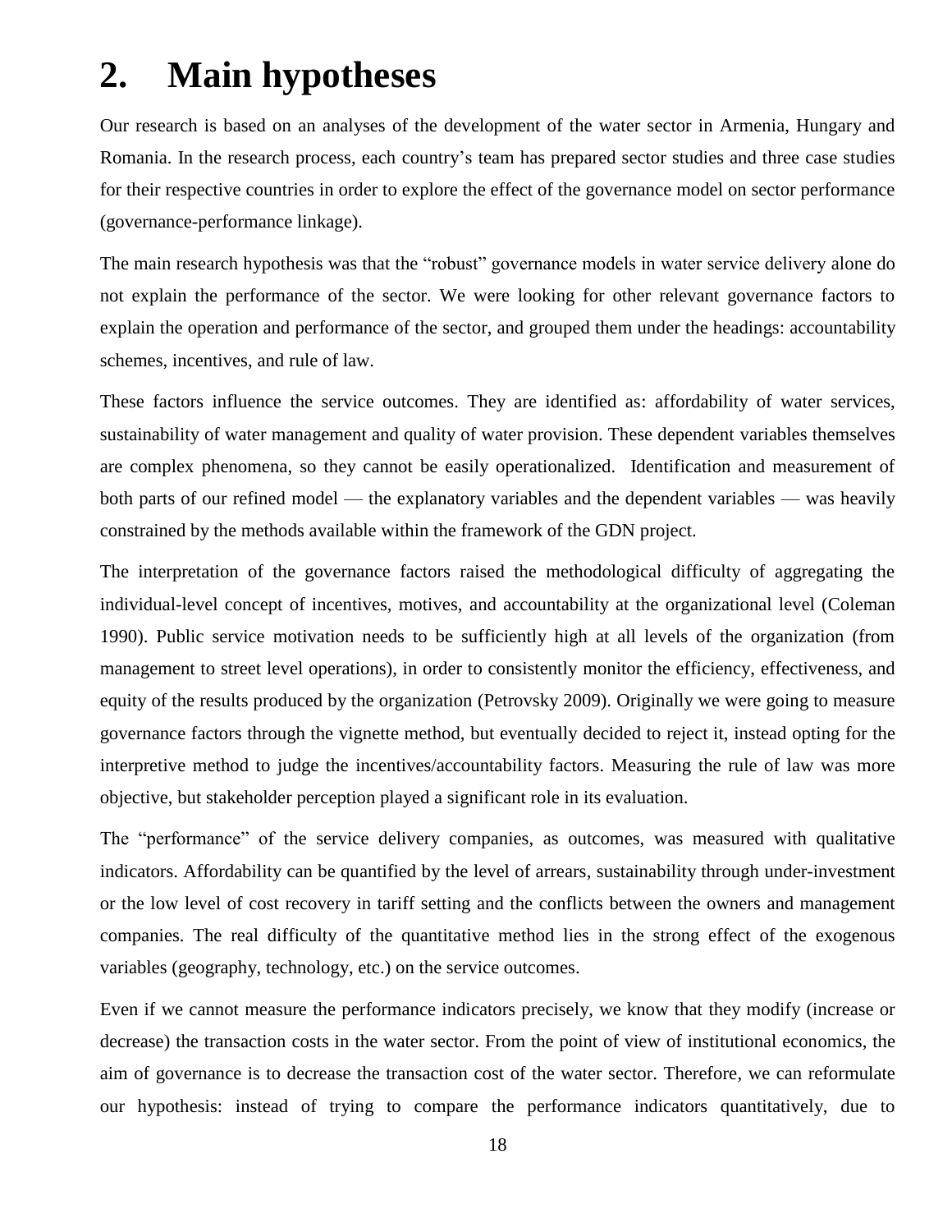# 2. Main hypotheses

Our research is based on an analyses of the development of the water sector in Armenia, Hungary and Romania. In the research process, each country's team has prepared sector studies and three case studies for their respective countries in order to explore the effect of the governance model on sector performance (governance-performance linkage).

The main research hypothesis was that the "robust" governance models in water service delivery alone do not explain the performance of the sector. We were looking for other relevant governance factors to explain the operation and performance of the sector, and grouped them under the headings: accountability schemes, incentives, and rule of law.

These factors influence the service outcomes. They are identified as: affordability of water services, sustainability of water management and quality of water provision. These dependent variables themselves are complex phenomena, so they cannot be easily operationalized. Identification and measurement of both parts of our refined model — the explanatory variables and the dependent variables — was heavily constrained by the methods available within the framework of the GDN project.

The interpretation of the governance factors raised the methodological difficulty of aggregating the individual-level concept of incentives, motives, and accountability at the organizational level (Coleman 1990). Public service motivation needs to be sufficiently high at all levels of the organization (from management to street level operations), in order to consistently monitor the efficiency, effectiveness, and equity of the results produced by the organization (Petrovsky 2009). Originally we were going to measure governance factors through the vignette method, but eventually decided to reject it, instead opting for the interpretive method to judge the incentives/accountability factors. Measuring the rule of law was more objective, but stakeholder perception played a significant role in its evaluation.

The "performance" of the service delivery companies, as outcomes, was measured with qualitative indicators. Affordability can be quantified by the level of arrears, sustainability through under-investment or the low level of cost recovery in tariff setting and the conflicts between the owners and management companies. The real difficulty of the quantitative method lies in the strong effect of the exogenous variables (geography, technology, etc.) on the service outcomes.

Even if we cannot measure the performance indicators precisely, we know that they modify (increase or decrease) the transaction costs in the water sector. From the point of view of institutional economics, the aim of governance is to decrease the transaction cost of the water sector. Therefore, we can reformulate our hypothesis: instead of trying to compare the performance indicators quantitatively, due to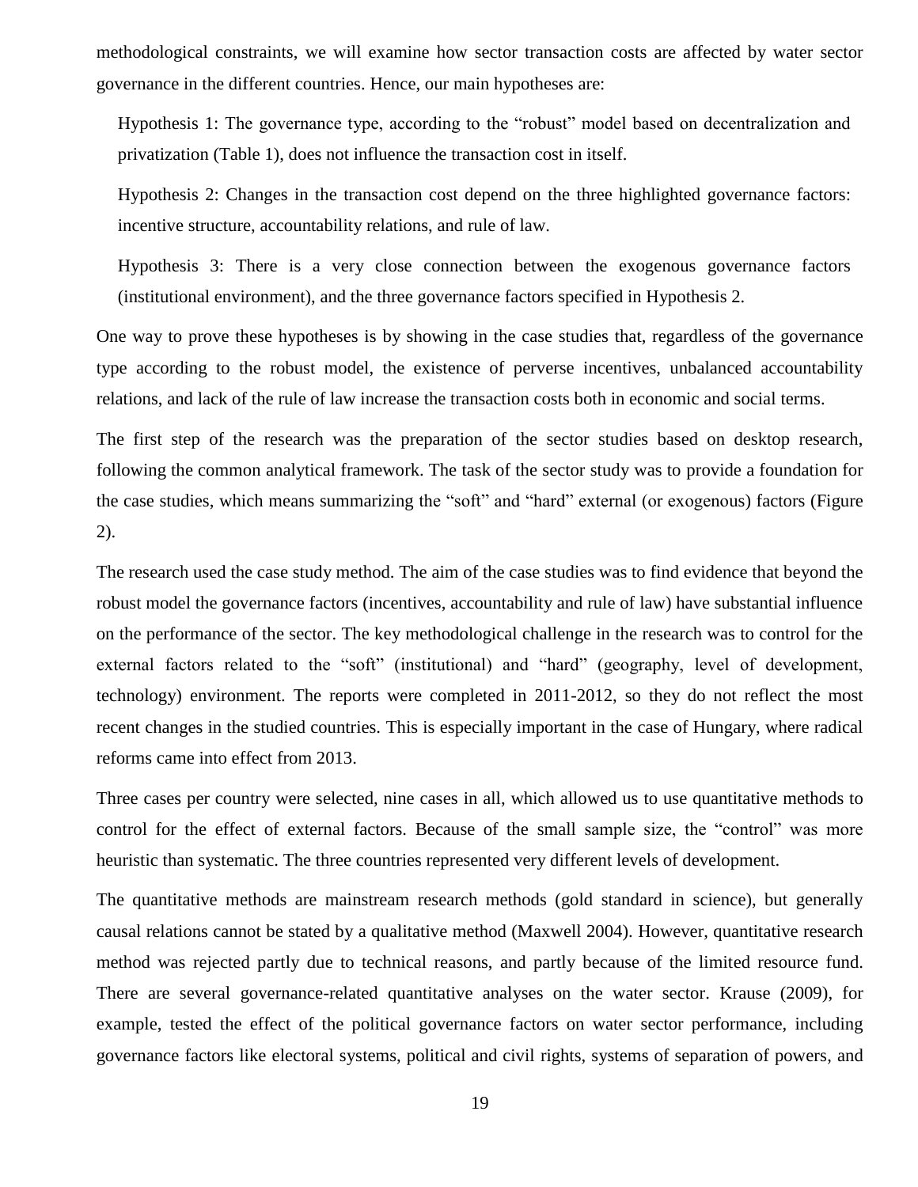methodological constraints, we will examine how sector transaction costs are affected by water sector governance in the different countries. Hence, our main hypotheses are:

> Hypothesis 1: The governance type, according to the "robust" model based on decentralization and privatization (Table 1), does not influence the transaction cost in itself.
>
> Hypothesis 2: Changes in the transaction cost depend on the three highlighted governance factors: incentive structure, accountability relations, and rule of law.
>
> Hypothesis 3: There is a very close connection between the exogenous governance factors (institutional environment), and the three governance factors specified in Hypothesis 2.

One way to prove these hypotheses is by showing in the case studies that, regardless of the governance type according to the robust model, the existence of perverse incentives, unbalanced accountability relations, and lack of the rule of law increase the transaction costs both in economic and social terms.

The first step of the research was the preparation of the sector studies based on desktop research, following the common analytical framework. The task of the sector study was to provide a foundation for the case studies, which means summarizing the "soft" and "hard" external (or exogenous) factors (Figure 2).

The research used the case study method. The aim of the case studies was to find evidence that beyond the robust model the governance factors (incentives, accountability and rule of law) have substantial influence on the performance of the sector. The key methodological challenge in the research was to control for the external factors related to the "soft" (institutional) and "hard" (geography, level of development, technology) environment. The reports were completed in 2011-2012, so they do not reflect the most recent changes in the studied countries. This is especially important in the case of Hungary, where radical reforms came into effect from 2013.

Three cases per country were selected, nine cases in all, which allowed us to use quantitative methods to control for the effect of external factors. Because of the small sample size, the "control" was more heuristic than systematic. The three countries represented very different levels of development.

The quantitative methods are mainstream research methods (gold standard in science), but generally causal relations cannot be stated by a qualitative method (Maxwell 2004). However, quantitative research method was rejected partly due to technical reasons, and partly because of the limited resource fund. There are several governance-related quantitative analyses on the water sector. Krause (2009), for example, tested the effect of the political governance factors on water sector performance, including governance factors like electoral systems, political and civil rights, systems of separation of powers, and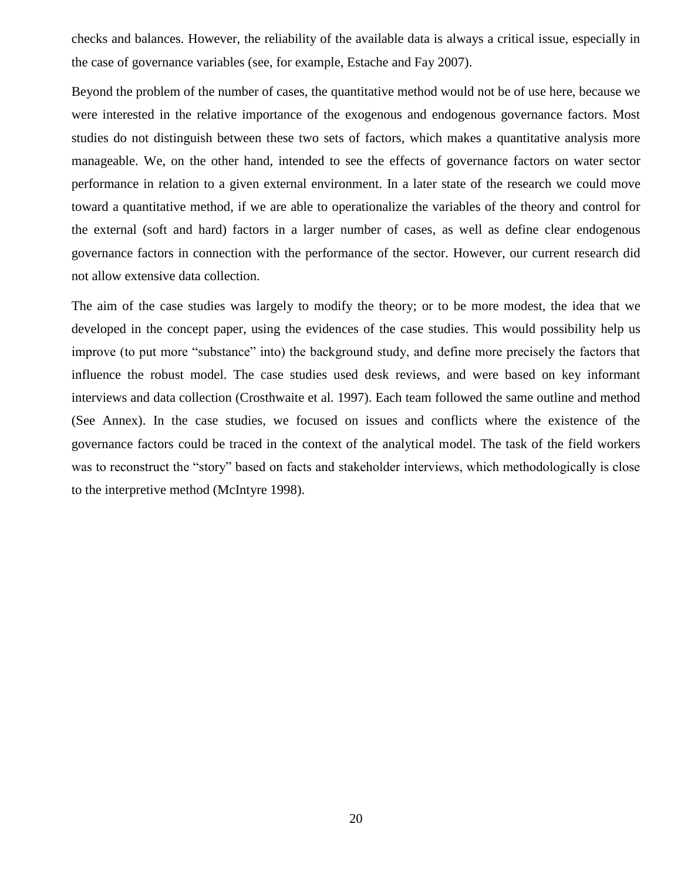checks and balances. However, the reliability of the available data is always a critical issue, especially in the case of governance variables (see, for example, Estache and Fay 2007).

Beyond the problem of the number of cases, the quantitative method would not be of use here, because we were interested in the relative importance of the exogenous and endogenous governance factors. Most studies do not distinguish between these two sets of factors, which makes a quantitative analysis more manageable. We, on the other hand, intended to see the effects of governance factors on water sector performance in relation to a given external environment. In a later state of the research we could move toward a quantitative method, if we are able to operationalize the variables of the theory and control for the external (soft and hard) factors in a larger number of cases, as well as define clear endogenous governance factors in connection with the performance of the sector. However, our current research did not allow extensive data collection.

The aim of the case studies was largely to modify the theory; or to be more modest, the idea that we developed in the concept paper, using the evidences of the case studies. This would possibility help us improve (to put more "substance" into) the background study, and define more precisely the factors that influence the robust model. The case studies used desk reviews, and were based on key informant interviews and data collection (Crosthwaite et al. 1997). Each team followed the same outline and method (See Annex). In the case studies, we focused on issues and conflicts where the existence of the governance factors could be traced in the context of the analytical model. The task of the field workers was to reconstruct the "story" based on facts and stakeholder interviews, which methodologically is close to the interpretive method (McIntyre 1998).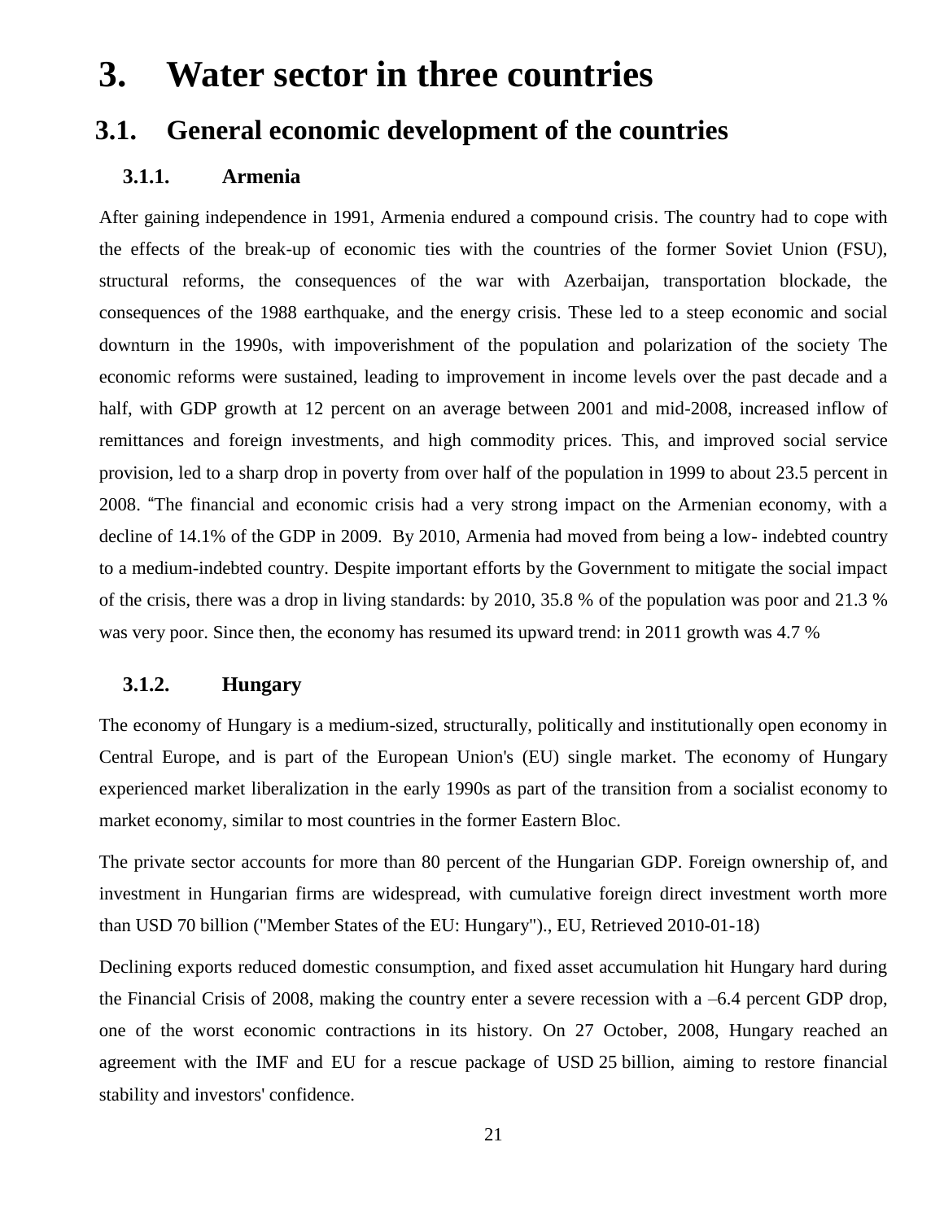# 3. Water sector in three countries

## 3.1. General economic development of the countries

### 3.1.1. Armenia

After gaining independence in 1991, Armenia endured a compound crisis. The country had to cope with the effects of the break-up of economic ties with the countries of the former Soviet Union (FSU), structural reforms, the consequences of the war with Azerbaijan, transportation blockade, the consequences of the 1988 earthquake, and the energy crisis. These led to a steep economic and social downturn in the 1990s, with impoverishment of the population and polarization of the society The economic reforms were sustained, leading to improvement in income levels over the past decade and a half, with GDP growth at 12 percent on an average between 2001 and mid-2008, increased inflow of remittances and foreign investments, and high commodity prices. This, and improved social service provision, led to a sharp drop in poverty from over half of the population in 1999 to about 23.5 percent in 2008. "The financial and economic crisis had a very strong impact on the Armenian economy, with a decline of 14.1% of the GDP in 2009. By 2010, Armenia had moved from being a low- indebted country to a medium-indebted country. Despite important efforts by the Government to mitigate the social impact of the crisis, there was a drop in living standards: by 2010, 35.8 % of the population was poor and 21.3 % was very poor. Since then, the economy has resumed its upward trend: in 2011 growth was 4.7 %

### 3.1.2. Hungary

The economy of Hungary is a medium-sized, structurally, politically and institutionally open economy in Central Europe, and is part of the European Union's (EU) single market. The economy of Hungary experienced market liberalization in the early 1990s as part of the transition from a socialist economy to market economy, similar to most countries in the former Eastern Bloc.

The private sector accounts for more than 80 percent of the Hungarian GDP. Foreign ownership of, and investment in Hungarian firms are widespread, with cumulative foreign direct investment worth more than USD 70 billion ("Member States of the EU: Hungary")., EU, Retrieved 2010-01-18)

Declining exports reduced domestic consumption, and fixed asset accumulation hit Hungary hard during the Financial Crisis of 2008, making the country enter a severe recession with a –6.4 percent GDP drop, one of the worst economic contractions in its history. On 27 October, 2008, Hungary reached an agreement with the IMF and EU for a rescue package of USD 25 billion, aiming to restore financial stability and investors' confidence.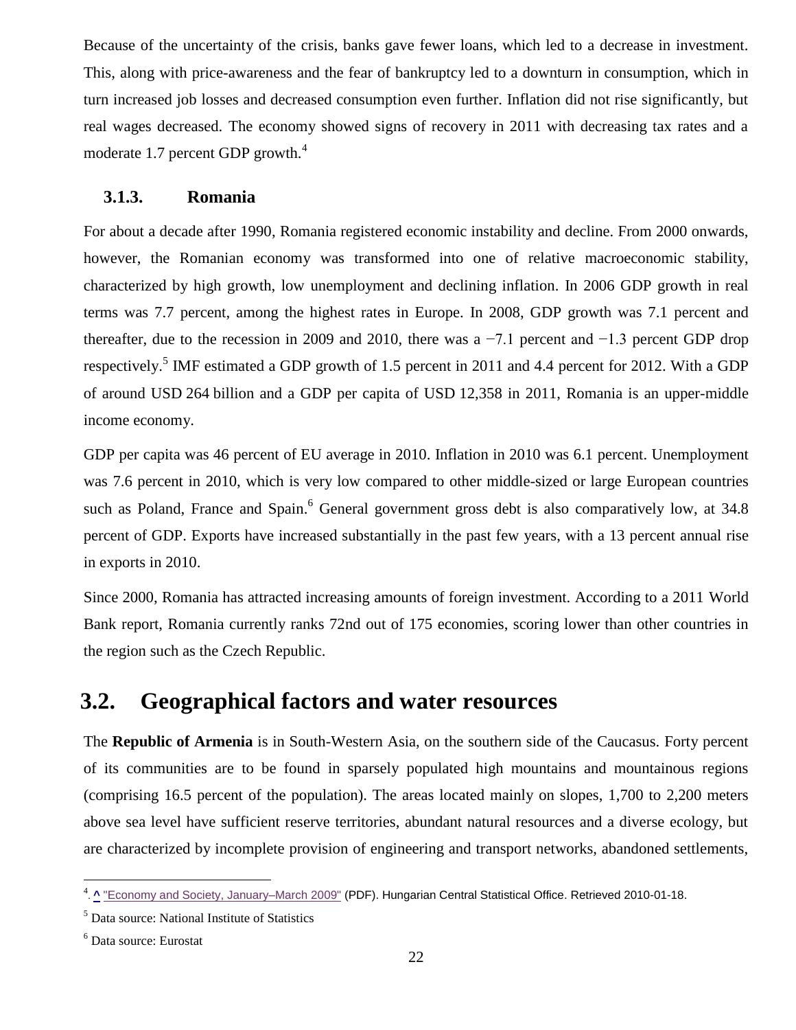Because of the uncertainty of the crisis, banks gave fewer loans, which led to a decrease in investment. This, along with price-awareness and the fear of bankruptcy led to a downturn in consumption, which in turn increased job losses and decreased consumption even further. Inflation did not rise significantly, but real wages decreased. The economy showed signs of recovery in 2011 with decreasing tax rates and a moderate 1.7 percent GDP growth.[4]

### 3.1.3. Romania

For about a decade after 1990, Romania registered economic instability and decline. From 2000 onwards, however, the Romanian economy was transformed into one of relative macroeconomic stability, characterized by high growth, low unemployment and declining inflation. In 2006 GDP growth in real terms was 7.7 percent, among the highest rates in Europe. In 2008, GDP growth was 7.1 percent and thereafter, due to the recession in 2009 and 2010, there was a −7.1 percent and −1.3 percent GDP drop respectively.[5] IMF estimated a GDP growth of 1.5 percent in 2011 and 4.4 percent for 2012. With a GDP of around USD 264 billion and a GDP per capita of USD 12,358 in 2011, Romania is an upper-middle income economy.

GDP per capita was 46 percent of EU average in 2010. Inflation in 2010 was 6.1 percent. Unemployment was 7.6 percent in 2010, which is very low compared to other middle-sized or large European countries such as Poland, France and Spain.[6] General government gross debt is also comparatively low, at 34.8 percent of GDP. Exports have increased substantially in the past few years, with a 13 percent annual rise in exports in 2010.

Since 2000, Romania has attracted increasing amounts of foreign investment. According to a 2011 World Bank report, Romania currently ranks 72nd out of 175 economies, scoring lower than other countries in the region such as the Czech Republic.

## 3.2. Geographical factors and water resources

The **Republic of Armenia** is in South-Western Asia, on the southern side of the Caucasus. Forty percent of its communities are to be found in sparsely populated high mountains and mountainous regions (comprising 16.5 percent of the population). The areas located mainly on slopes, 1,700 to 2,200 meters above sea level have sufficient reserve territories, abundant natural resources and a diverse ecology, but are characterized by incomplete provision of engineering and transport networks, abandoned settlements,

---

[4]. ^ "Economy and Society, January–March 2009" (PDF). Hungarian Central Statistical Office. Retrieved 2010-01-18.

[5] Data source: National Institute of Statistics

[6] Data source: Eurostat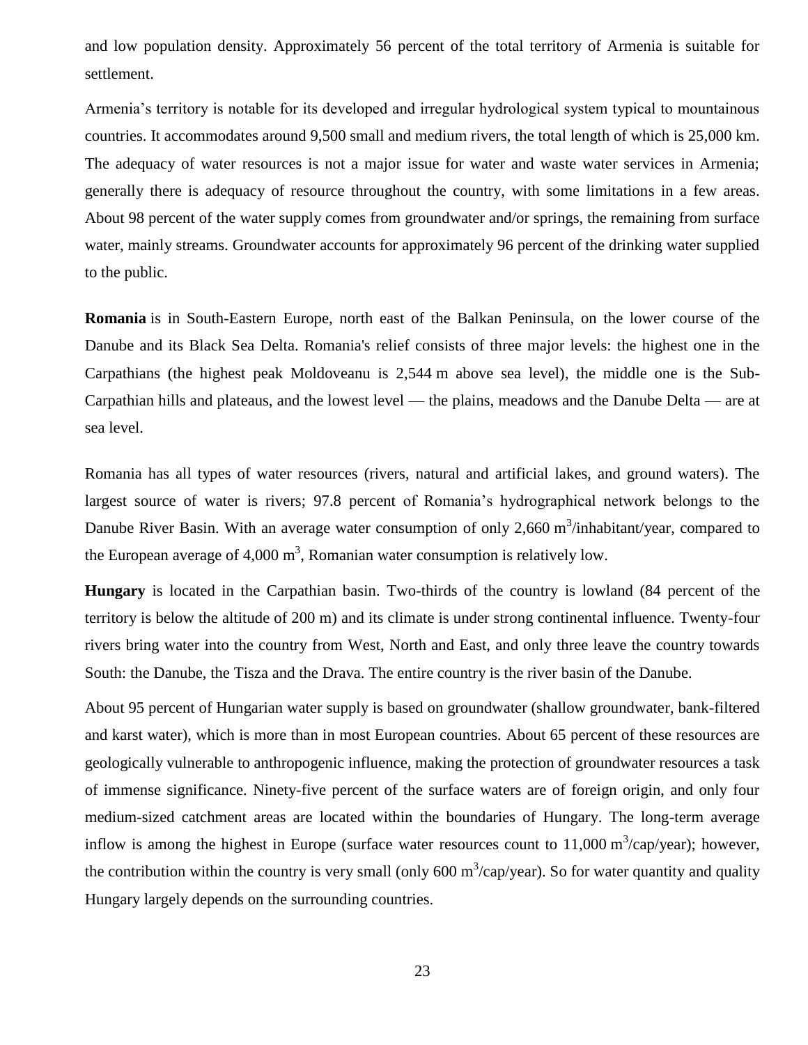and low population density. Approximately 56 percent of the total territory of Armenia is suitable for settlement.

Armenia's territory is notable for its developed and irregular hydrological system typical to mountainous countries. It accommodates around 9,500 small and medium rivers, the total length of which is 25,000 km. The adequacy of water resources is not a major issue for water and waste water services in Armenia; generally there is adequacy of resource throughout the country, with some limitations in a few areas. About 98 percent of the water supply comes from groundwater and/or springs, the remaining from surface water, mainly streams. Groundwater accounts for approximately 96 percent of the drinking water supplied to the public.

**Romania** is in South-Eastern Europe, north east of the Balkan Peninsula, on the lower course of the Danube and its Black Sea Delta. Romania's relief consists of three major levels: the highest one in the Carpathians (the highest peak Moldoveanu is 2,544 m above sea level), the middle one is the Sub-Carpathian hills and plateaus, and the lowest level — the plains, meadows and the Danube Delta — are at sea level.

Romania has all types of water resources (rivers, natural and artificial lakes, and ground waters). The largest source of water is rivers; 97.8 percent of Romania's hydrographical network belongs to the Danube River Basin. With an average water consumption of only 2,660 $m^3$/inhabitant/year, compared to the European average of 4,000 $m^3$, Romanian water consumption is relatively low.

**Hungary** is located in the Carpathian basin. Two-thirds of the country is lowland (84 percent of the territory is below the altitude of 200 m) and its climate is under strong continental influence. Twenty-four rivers bring water into the country from West, North and East, and only three leave the country towards South: the Danube, the Tisza and the Drava. The entire country is the river basin of the Danube.

About 95 percent of Hungarian water supply is based on groundwater (shallow groundwater, bank-filtered and karst water), which is more than in most European countries. About 65 percent of these resources are geologically vulnerable to anthropogenic influence, making the protection of groundwater resources a task of immense significance. Ninety-five percent of the surface waters are of foreign origin, and only four medium-sized catchment areas are located within the boundaries of Hungary. The long-term average inflow is among the highest in Europe (surface water resources count to 11,000 $m^3$/cap/year); however, the contribution within the country is very small (only 600 $m^3$/cap/year). So for water quantity and quality Hungary largely depends on the surrounding countries.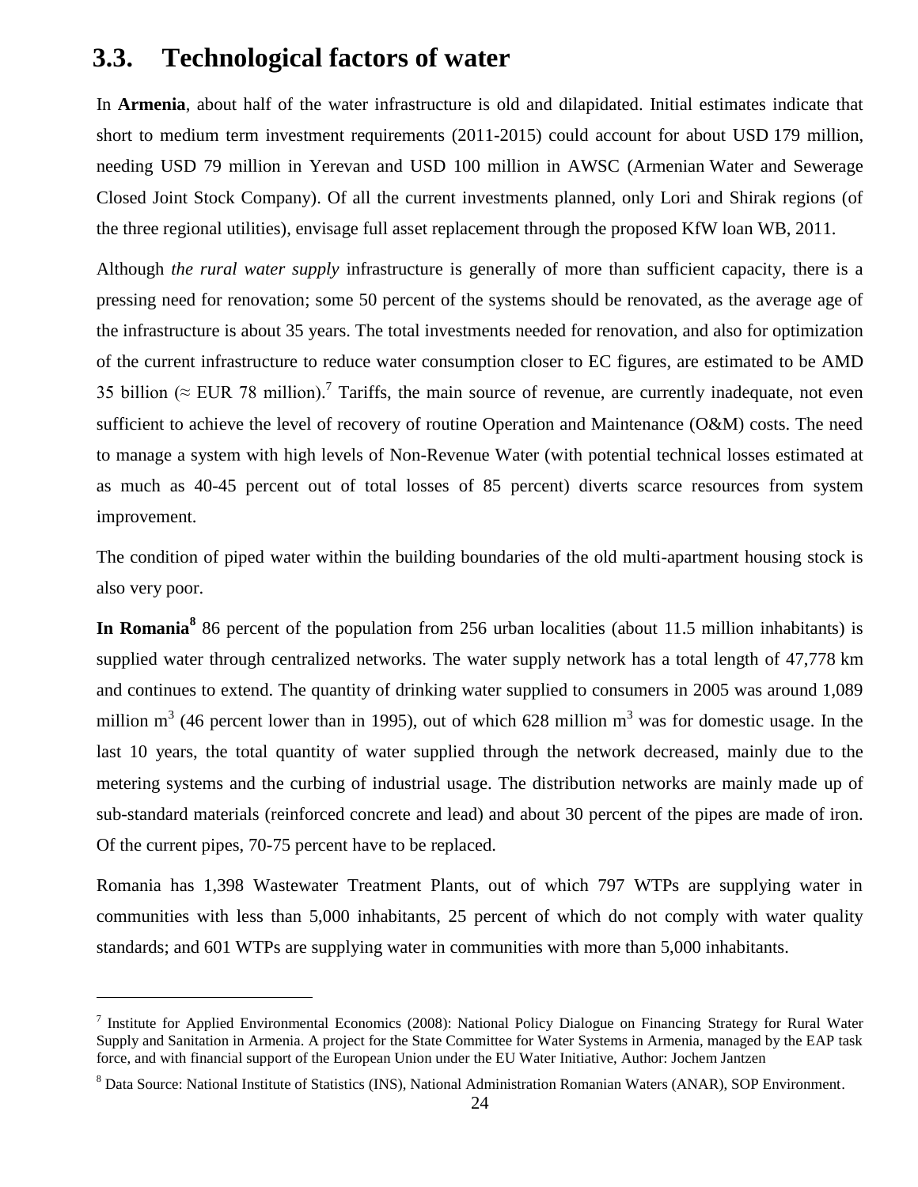## 3.3. Technological factors of water

In **Armenia**, about half of the water infrastructure is old and dilapidated. Initial estimates indicate that short to medium term investment requirements (2011-2015) could account for about USD 179 million, needing USD 79 million in Yerevan and USD 100 million in AWSC (Armenian Water and Sewerage Closed Joint Stock Company). Of all the current investments planned, only Lori and Shirak regions (of the three regional utilities), envisage full asset replacement through the proposed KfW loan WB, 2011.

Although *the rural water supply* infrastructure is generally of more than sufficient capacity, there is a pressing need for renovation; some 50 percent of the systems should be renovated, as the average age of the infrastructure is about 35 years. The total investments needed for renovation, and also for optimization of the current infrastructure to reduce water consumption closer to EC figures, are estimated to be AMD 35 billion (≈ EUR 78 million).[7] Tariffs, the main source of revenue, are currently inadequate, not even sufficient to achieve the level of recovery of routine Operation and Maintenance (O&M) costs. The need to manage a system with high levels of Non-Revenue Water (with potential technical losses estimated at as much as 40-45 percent out of total losses of 85 percent) diverts scarce resources from system improvement.

The condition of piped water within the building boundaries of the old multi-apartment housing stock is also very poor.

**In Romania[8]** 86 percent of the population from 256 urban localities (about 11.5 million inhabitants) is supplied water through centralized networks. The water supply network has a total length of 47,778 km and continues to extend. The quantity of drinking water supplied to consumers in 2005 was around 1,089 million $m^3$ (46 percent lower than in 1995), out of which 628 million $m^3$ was for domestic usage. In the last 10 years, the total quantity of water supplied through the network decreased, mainly due to the metering systems and the curbing of industrial usage. The distribution networks are mainly made up of sub-standard materials (reinforced concrete and lead) and about 30 percent of the pipes are made of iron. Of the current pipes, 70-75 percent have to be replaced.

Romania has 1,398 Wastewater Treatment Plants, out of which 797 WTPs are supplying water in communities with less than 5,000 inhabitants, 25 percent of which do not comply with water quality standards; and 601 WTPs are supplying water in communities with more than 5,000 inhabitants.

---

[7] Institute for Applied Environmental Economics (2008): National Policy Dialogue on Financing Strategy for Rural Water Supply and Sanitation in Armenia. A project for the State Committee for Water Systems in Armenia, managed by the EAP task force, and with financial support of the European Union under the EU Water Initiative, Author: Jochem Jantzen

[8] Data Source: National Institute of Statistics (INS), National Administration Romanian Waters (ANAR), SOP Environment.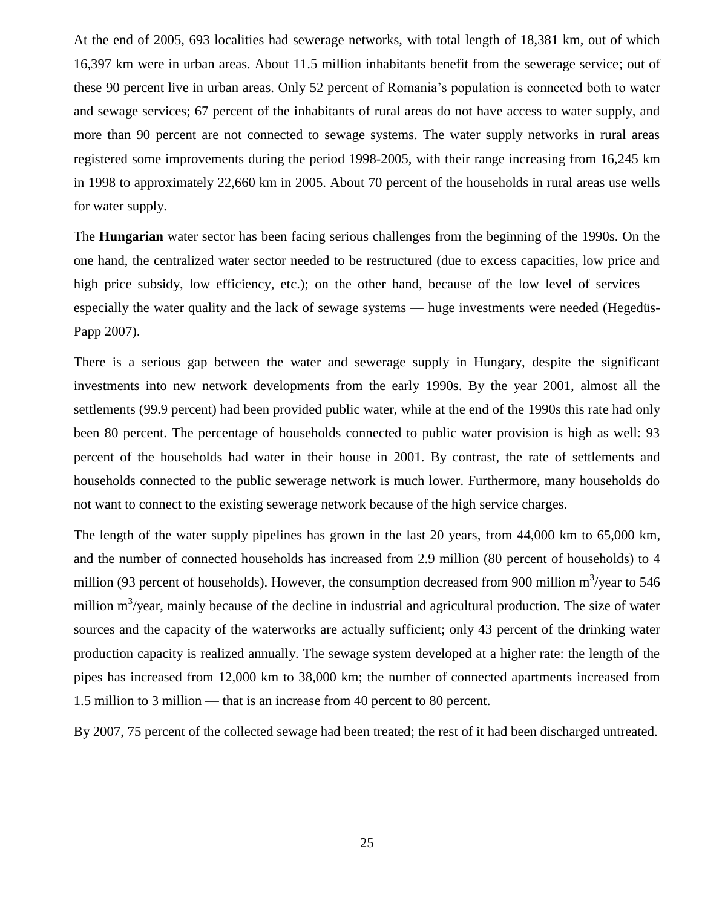At the end of 2005, 693 localities had sewerage networks, with total length of 18,381 km, out of which 16,397 km were in urban areas. About 11.5 million inhabitants benefit from the sewerage service; out of these 90 percent live in urban areas. Only 52 percent of Romania's population is connected both to water and sewage services; 67 percent of the inhabitants of rural areas do not have access to water supply, and more than 90 percent are not connected to sewage systems. The water supply networks in rural areas registered some improvements during the period 1998-2005, with their range increasing from 16,245 km in 1998 to approximately 22,660 km in 2005. About 70 percent of the households in rural areas use wells for water supply.

The **Hungarian** water sector has been facing serious challenges from the beginning of the 1990s. On the one hand, the centralized water sector needed to be restructured (due to excess capacities, low price and high price subsidy, low efficiency, etc.); on the other hand, because of the low level of services — especially the water quality and the lack of sewage systems — huge investments were needed (Hegedüs-Papp 2007).

There is a serious gap between the water and sewerage supply in Hungary, despite the significant investments into new network developments from the early 1990s. By the year 2001, almost all the settlements (99.9 percent) had been provided public water, while at the end of the 1990s this rate had only been 80 percent. The percentage of households connected to public water provision is high as well: 93 percent of the households had water in their house in 2001. By contrast, the rate of settlements and households connected to the public sewerage network is much lower. Furthermore, many households do not want to connect to the existing sewerage network because of the high service charges.

The length of the water supply pipelines has grown in the last 20 years, from 44,000 km to 65,000 km, and the number of connected households has increased from 2.9 million (80 percent of households) to 4 million (93 percent of households). However, the consumption decreased from 900 million $m^3$/year to 546 million $m^3$/year, mainly because of the decline in industrial and agricultural production. The size of water sources and the capacity of the waterworks are actually sufficient; only 43 percent of the drinking water production capacity is realized annually. The sewage system developed at a higher rate: the length of the pipes has increased from 12,000 km to 38,000 km; the number of connected apartments increased from 1.5 million to 3 million — that is an increase from 40 percent to 80 percent.

By 2007, 75 percent of the collected sewage had been treated; the rest of it had been discharged untreated.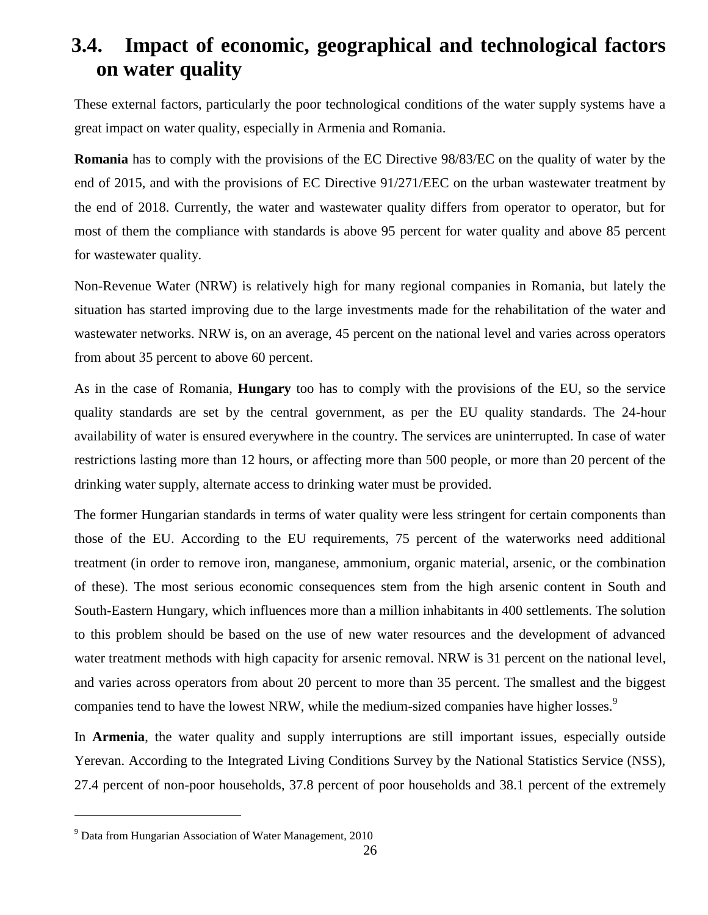## 3.4. Impact of economic, geographical and technological factors on water quality

These external factors, particularly the poor technological conditions of the water supply systems have a great impact on water quality, especially in Armenia and Romania.

**Romania** has to comply with the provisions of the EC Directive 98/83/EC on the quality of water by the end of 2015, and with the provisions of EC Directive 91/271/EEC on the urban wastewater treatment by the end of 2018. Currently, the water and wastewater quality differs from operator to operator, but for most of them the compliance with standards is above 95 percent for water quality and above 85 percent for wastewater quality.

Non-Revenue Water (NRW) is relatively high for many regional companies in Romania, but lately the situation has started improving due to the large investments made for the rehabilitation of the water and wastewater networks. NRW is, on an average, 45 percent on the national level and varies across operators from about 35 percent to above 60 percent.

As in the case of Romania, **Hungary** too has to comply with the provisions of the EU, so the service quality standards are set by the central government, as per the EU quality standards. The 24-hour availability of water is ensured everywhere in the country. The services are uninterrupted. In case of water restrictions lasting more than 12 hours, or affecting more than 500 people, or more than 20 percent of the drinking water supply, alternate access to drinking water must be provided.

The former Hungarian standards in terms of water quality were less stringent for certain components than those of the EU. According to the EU requirements, 75 percent of the waterworks need additional treatment (in order to remove iron, manganese, ammonium, organic material, arsenic, or the combination of these). The most serious economic consequences stem from the high arsenic content in South and South-Eastern Hungary, which influences more than a million inhabitants in 400 settlements. The solution to this problem should be based on the use of new water resources and the development of advanced water treatment methods with high capacity for arsenic removal. NRW is 31 percent on the national level, and varies across operators from about 20 percent to more than 35 percent. The smallest and the biggest companies tend to have the lowest NRW, while the medium-sized companies have higher losses.[9]

In **Armenia**, the water quality and supply interruptions are still important issues, especially outside Yerevan. According to the Integrated Living Conditions Survey by the National Statistics Service (NSS), 27.4 percent of non-poor households, 37.8 percent of poor households and 38.1 percent of the extremely

[9] Data from Hungarian Association of Water Management, 2010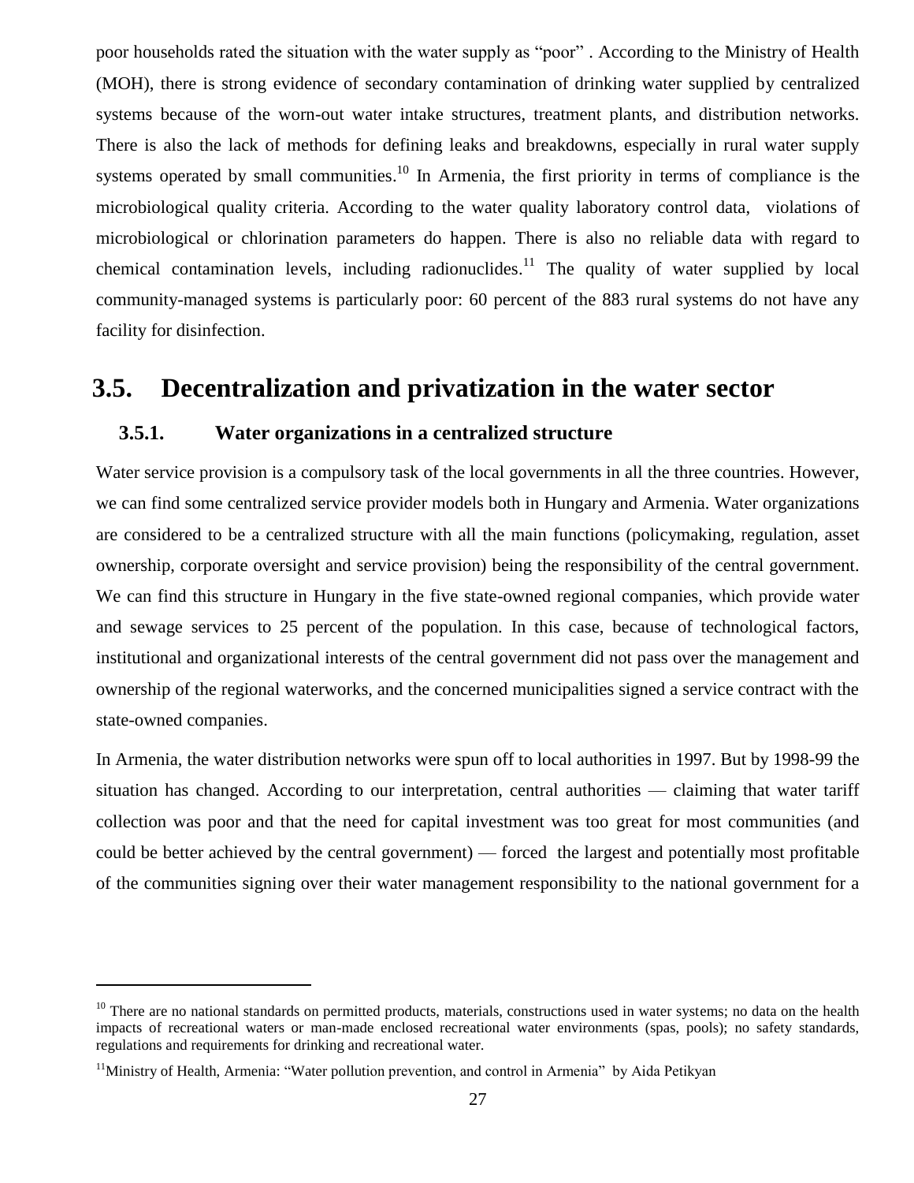poor households rated the situation with the water supply as "poor" . According to the Ministry of Health (MOH), there is strong evidence of secondary contamination of drinking water supplied by centralized systems because of the worn-out water intake structures, treatment plants, and distribution networks. There is also the lack of methods for defining leaks and breakdowns, especially in rural water supply systems operated by small communities.[10] In Armenia, the first priority in terms of compliance is the microbiological quality criteria. According to the water quality laboratory control data, violations of microbiological or chlorination parameters do happen. There is also no reliable data with regard to chemical contamination levels, including radionuclides.[11] The quality of water supplied by local community-managed systems is particularly poor: 60 percent of the 883 rural systems do not have any facility for disinfection.

## 3.5. Decentralization and privatization in the water sector

### 3.5.1. Water organizations in a centralized structure

Water service provision is a compulsory task of the local governments in all the three countries. However, we can find some centralized service provider models both in Hungary and Armenia. Water organizations are considered to be a centralized structure with all the main functions (policymaking, regulation, asset ownership, corporate oversight and service provision) being the responsibility of the central government. We can find this structure in Hungary in the five state-owned regional companies, which provide water and sewage services to 25 percent of the population. In this case, because of technological factors, institutional and organizational interests of the central government did not pass over the management and ownership of the regional waterworks, and the concerned municipalities signed a service contract with the state-owned companies.

In Armenia, the water distribution networks were spun off to local authorities in 1997. But by 1998-99 the situation has changed. According to our interpretation, central authorities — claiming that water tariff collection was poor and that the need for capital investment was too great for most communities (and could be better achieved by the central government) — forced the largest and potentially most profitable of the communities signing over their water management responsibility to the national government for a

---

[10] There are no national standards on permitted products, materials, constructions used in water systems; no data on the health impacts of recreational waters or man-made enclosed recreational water environments (spas, pools); no safety standards, regulations and requirements for drinking and recreational water.

[11] Ministry of Health, Armenia: "Water pollution prevention, and control in Armenia" by Aida Petikyan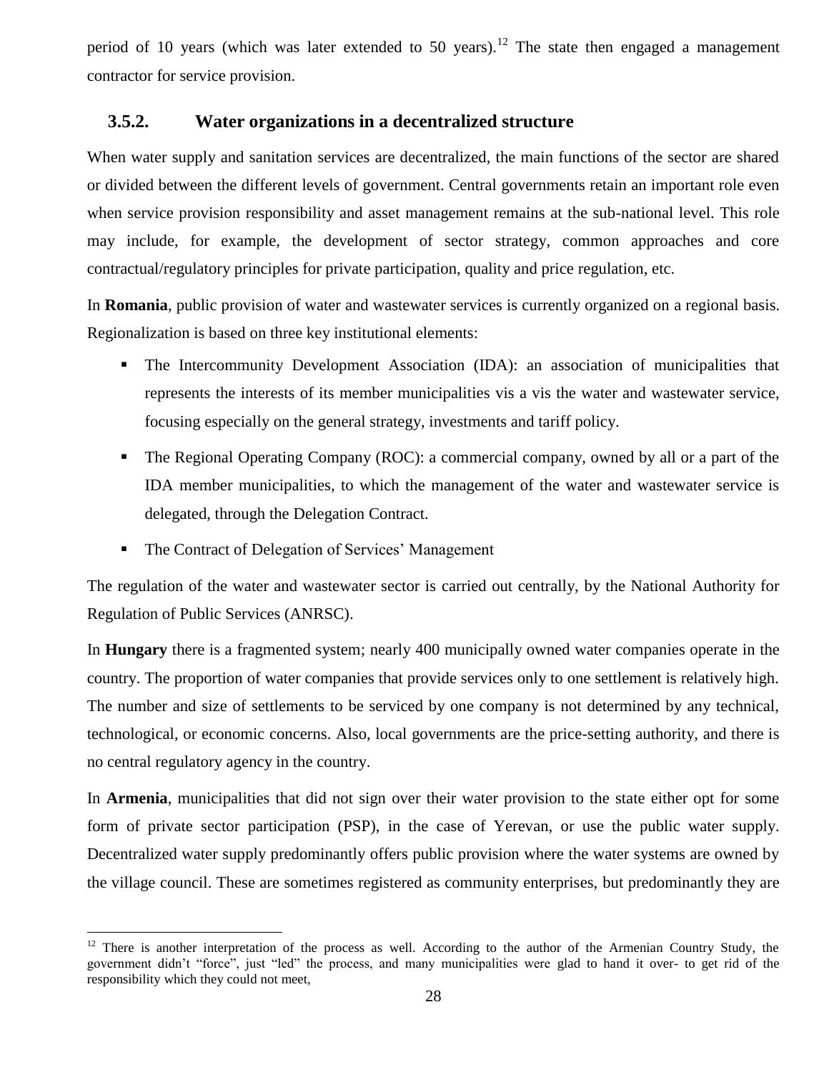period of 10 years (which was later extended to 50 years).[12] The state then engaged a management contractor for service provision.

### 3.5.2. Water organizations in a decentralized structure

When water supply and sanitation services are decentralized, the main functions of the sector are shared or divided between the different levels of government. Central governments retain an important role even when service provision responsibility and asset management remains at the sub-national level. This role may include, for example, the development of sector strategy, common approaches and core contractual/regulatory principles for private participation, quality and price regulation, etc.

In **Romania**, public provision of water and wastewater services is currently organized on a regional basis. Regionalization is based on three key institutional elements:

- The Intercommunity Development Association (IDA): an association of municipalities that represents the interests of its member municipalities vis a vis the water and wastewater service, focusing especially on the general strategy, investments and tariff policy.
- The Regional Operating Company (ROC): a commercial company, owned by all or a part of the IDA member municipalities, to which the management of the water and wastewater service is delegated, through the Delegation Contract.
- The Contract of Delegation of Services' Management

The regulation of the water and wastewater sector is carried out centrally, by the National Authority for Regulation of Public Services (ANRSC).

In **Hungary** there is a fragmented system; nearly 400 municipally owned water companies operate in the country. The proportion of water companies that provide services only to one settlement is relatively high. The number and size of settlements to be serviced by one company is not determined by any technical, technological, or economic concerns. Also, local governments are the price-setting authority, and there is no central regulatory agency in the country.

In **Armenia**, municipalities that did not sign over their water provision to the state either opt for some form of private sector participation (PSP), in the case of Yerevan, or use the public water supply. Decentralized water supply predominantly offers public provision where the water systems are owned by the village council. These are sometimes registered as community enterprises, but predominantly they are

[12] There is another interpretation of the process as well. According to the author of the Armenian Country Study, the government didn't "force", just "led" the process, and many municipalities were glad to hand it over- to get rid of the responsibility which they could not meet,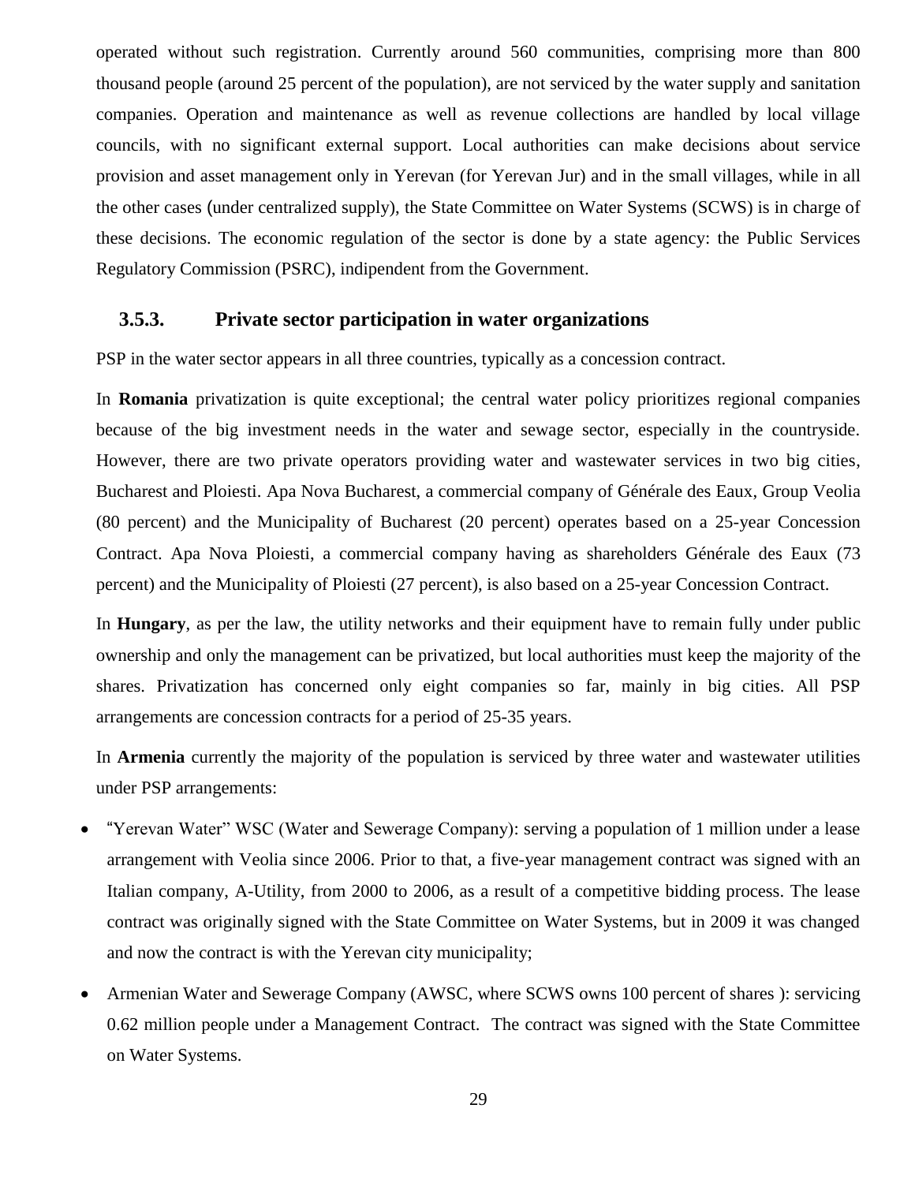operated without such registration. Currently around 560 communities, comprising more than 800 thousand people (around 25 percent of the population), are not serviced by the water supply and sanitation companies. Operation and maintenance as well as revenue collections are handled by local village councils, with no significant external support. Local authorities can make decisions about service provision and asset management only in Yerevan (for Yerevan Jur) and in the small villages, while in all the other cases (under centralized supply), the State Committee on Water Systems (SCWS) is in charge of these decisions. The economic regulation of the sector is done by a state agency: the Public Services Regulatory Commission (PSRC), indipendent from the Government.

### 3.5.3. Private sector participation in water organizations

PSP in the water sector appears in all three countries, typically as a concession contract.

In **Romania** privatization is quite exceptional; the central water policy prioritizes regional companies because of the big investment needs in the water and sewage sector, especially in the countryside. However, there are two private operators providing water and wastewater services in two big cities, Bucharest and Ploiesti. Apa Nova Bucharest, a commercial company of Générale des Eaux, Group Veolia (80 percent) and the Municipality of Bucharest (20 percent) operates based on a 25-year Concession Contract. Apa Nova Ploiesti, a commercial company having as shareholders Générale des Eaux (73 percent) and the Municipality of Ploiesti (27 percent), is also based on a 25-year Concession Contract.

In **Hungary**, as per the law, the utility networks and their equipment have to remain fully under public ownership and only the management can be privatized, but local authorities must keep the majority of the shares. Privatization has concerned only eight companies so far, mainly in big cities. All PSP arrangements are concession contracts for a period of 25-35 years.

In **Armenia** currently the majority of the population is serviced by three water and wastewater utilities under PSP arrangements:

- "Yerevan Water" WSC (Water and Sewerage Company): serving a population of 1 million under a lease arrangement with Veolia since 2006. Prior to that, a five-year management contract was signed with an Italian company, A-Utility, from 2000 to 2006, as a result of a competitive bidding process. The lease contract was originally signed with the State Committee on Water Systems, but in 2009 it was changed and now the contract is with the Yerevan city municipality;
- Armenian Water and Sewerage Company (AWSC, where SCWS owns 100 percent of shares ): servicing 0.62 million people under a Management Contract. The contract was signed with the State Committee on Water Systems.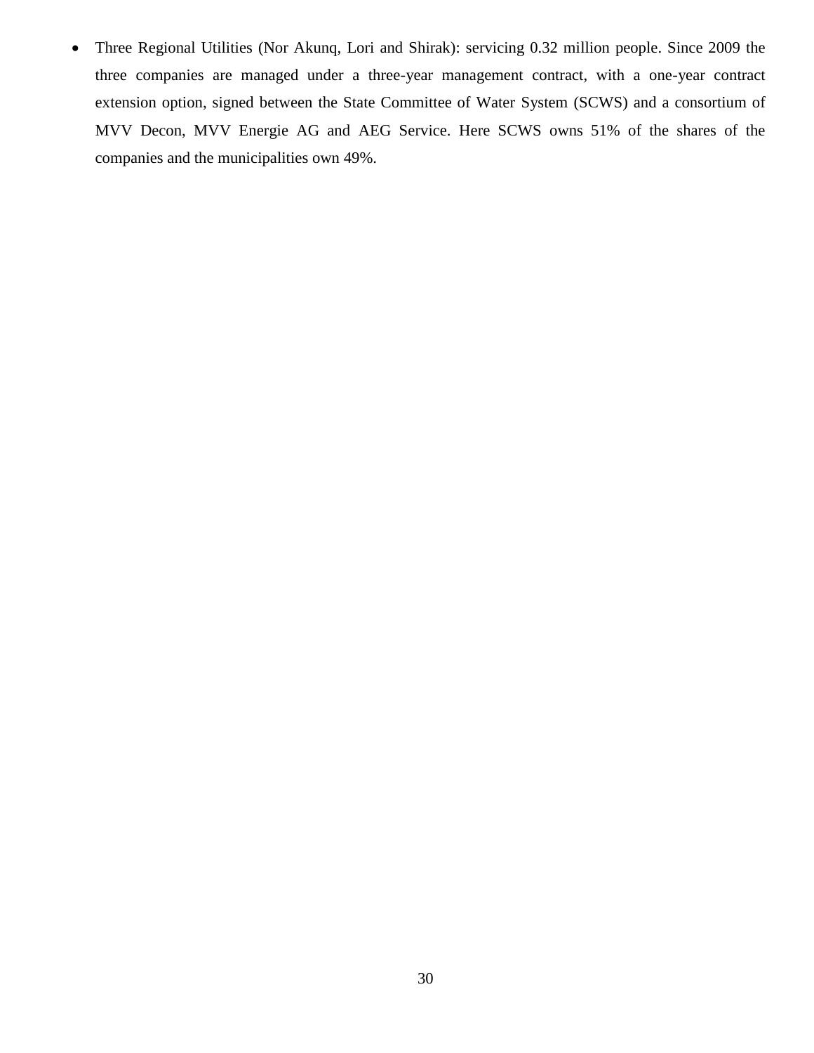- Three Regional Utilities (Nor Akunq, Lori and Shirak): servicing 0.32 million people. Since 2009 the three companies are managed under a three-year management contract, with a one-year contract extension option, signed between the State Committee of Water System (SCWS) and a consortium of MVV Decon, MVV Energie AG and AEG Service. Here SCWS owns 51% of the shares of the companies and the municipalities own 49%.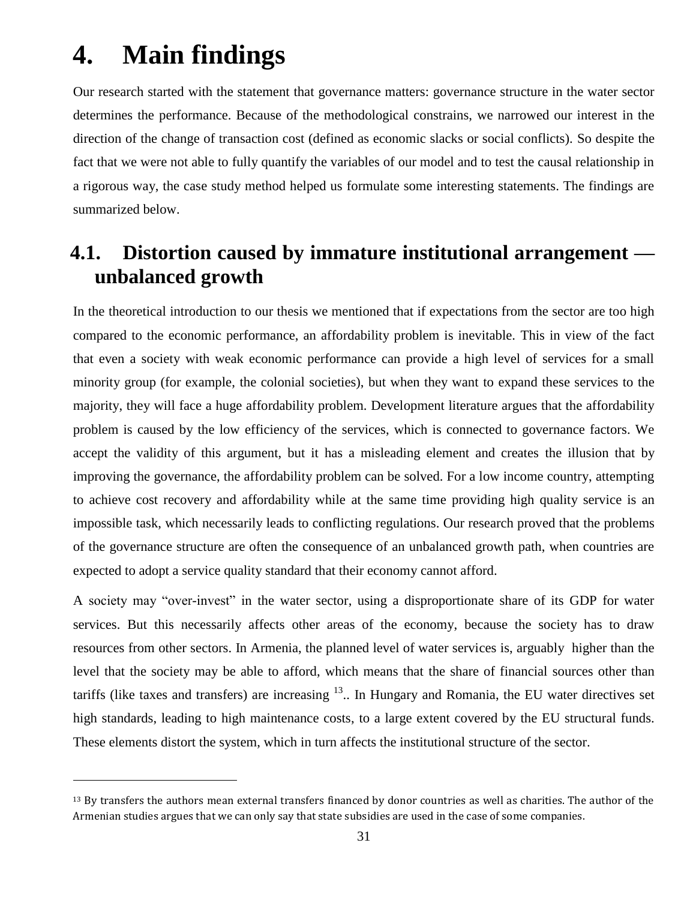# 4. Main findings

Our research started with the statement that governance matters: governance structure in the water sector determines the performance. Because of the methodological constrains, we narrowed our interest in the direction of the change of transaction cost (defined as economic slacks or social conflicts). So despite the fact that we were not able to fully quantify the variables of our model and to test the causal relationship in a rigorous way, the case study method helped us formulate some interesting statements. The findings are summarized below.

## 4.1. Distortion caused by immature institutional arrangement — unbalanced growth

In the theoretical introduction to our thesis we mentioned that if expectations from the sector are too high compared to the economic performance, an affordability problem is inevitable. This in view of the fact that even a society with weak economic performance can provide a high level of services for a small minority group (for example, the colonial societies), but when they want to expand these services to the majority, they will face a huge affordability problem. Development literature argues that the affordability problem is caused by the low efficiency of the services, which is connected to governance factors. We accept the validity of this argument, but it has a misleading element and creates the illusion that by improving the governance, the affordability problem can be solved. For a low income country, attempting to achieve cost recovery and affordability while at the same time providing high quality service is an impossible task, which necessarily leads to conflicting regulations. Our research proved that the problems of the governance structure are often the consequence of an unbalanced growth path, when countries are expected to adopt a service quality standard that their economy cannot afford.

A society may "over-invest" in the water sector, using a disproportionate share of its GDP for water services. But this necessarily affects other areas of the economy, because the society has to draw resources from other sectors. In Armenia, the planned level of water services is, arguably higher than the level that the society may be able to afford, which means that the share of financial sources other than tariffs (like taxes and transfers) are increasing [13].. In Hungary and Romania, the EU water directives set high standards, leading to high maintenance costs, to a large extent covered by the EU structural funds. These elements distort the system, which in turn affects the institutional structure of the sector.

[13] By transfers the authors mean external transfers financed by donor countries as well as charities. The author of the Armenian studies argues that we can only say that state subsidies are used in the case of some companies.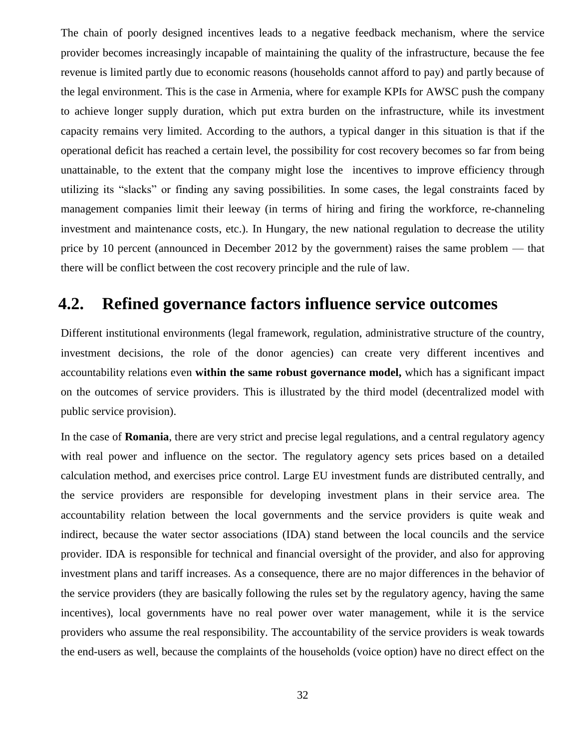The chain of poorly designed incentives leads to a negative feedback mechanism, where the service provider becomes increasingly incapable of maintaining the quality of the infrastructure, because the fee revenue is limited partly due to economic reasons (households cannot afford to pay) and partly because of the legal environment. This is the case in Armenia, where for example KPIs for AWSC push the company to achieve longer supply duration, which put extra burden on the infrastructure, while its investment capacity remains very limited. According to the authors, a typical danger in this situation is that if the operational deficit has reached a certain level, the possibility for cost recovery becomes so far from being unattainable, to the extent that the company might lose the incentives to improve efficiency through utilizing its "slacks" or finding any saving possibilities. In some cases, the legal constraints faced by management companies limit their leeway (in terms of hiring and firing the workforce, re-channeling investment and maintenance costs, etc.). In Hungary, the new national regulation to decrease the utility price by 10 percent (announced in December 2012 by the government) raises the same problem — that there will be conflict between the cost recovery principle and the rule of law.

## 4.2. Refined governance factors influence service outcomes

Different institutional environments (legal framework, regulation, administrative structure of the country, investment decisions, the role of the donor agencies) can create very different incentives and accountability relations even **within the same robust governance model,** which has a significant impact on the outcomes of service providers. This is illustrated by the third model (decentralized model with public service provision).

In the case of **Romania**, there are very strict and precise legal regulations, and a central regulatory agency with real power and influence on the sector. The regulatory agency sets prices based on a detailed calculation method, and exercises price control. Large EU investment funds are distributed centrally, and the service providers are responsible for developing investment plans in their service area. The accountability relation between the local governments and the service providers is quite weak and indirect, because the water sector associations (IDA) stand between the local councils and the service provider. IDA is responsible for technical and financial oversight of the provider, and also for approving investment plans and tariff increases. As a consequence, there are no major differences in the behavior of the service providers (they are basically following the rules set by the regulatory agency, having the same incentives), local governments have no real power over water management, while it is the service providers who assume the real responsibility. The accountability of the service providers is weak towards the end-users as well, because the complaints of the households (voice option) have no direct effect on the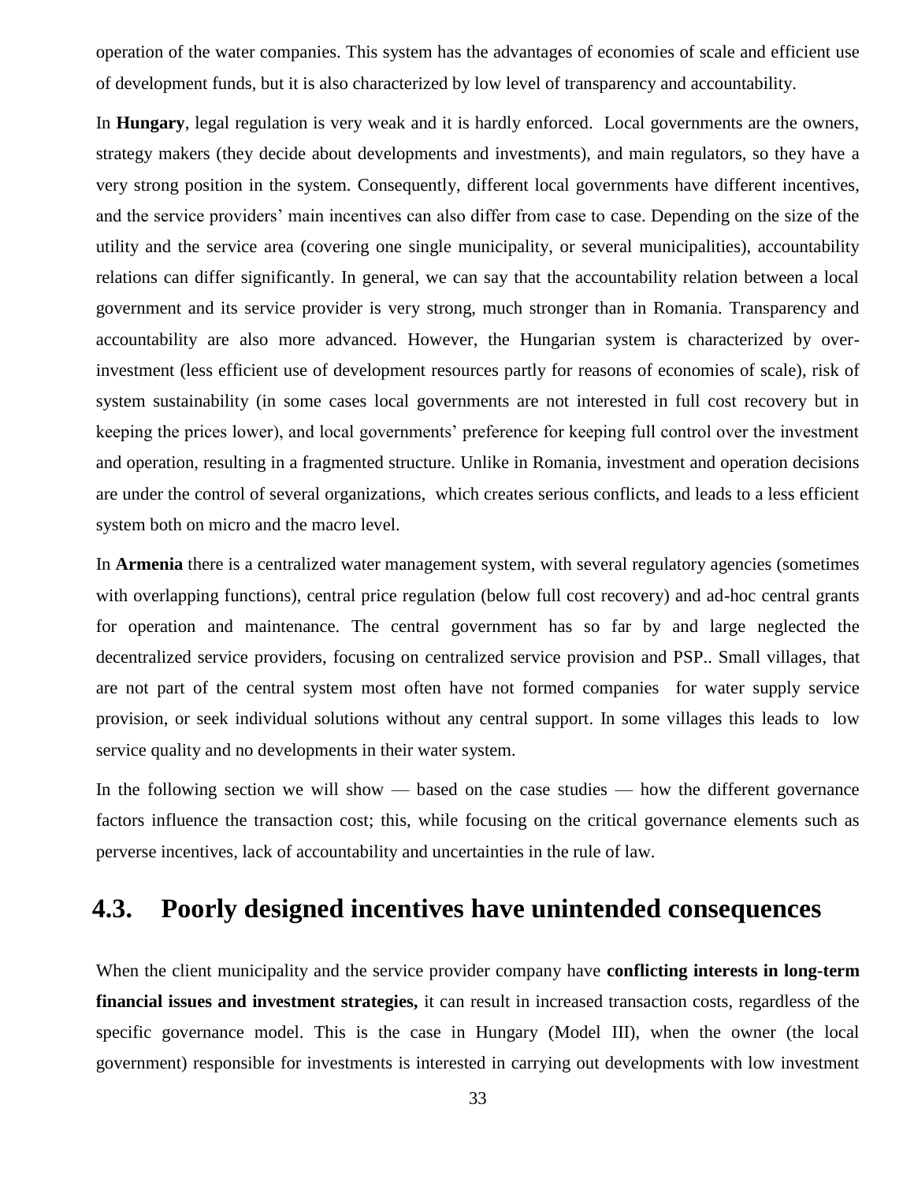operation of the water companies. This system has the advantages of economies of scale and efficient use of development funds, but it is also characterized by low level of transparency and accountability.

In **Hungary**, legal regulation is very weak and it is hardly enforced. Local governments are the owners, strategy makers (they decide about developments and investments), and main regulators, so they have a very strong position in the system. Consequently, different local governments have different incentives, and the service providers' main incentives can also differ from case to case. Depending on the size of the utility and the service area (covering one single municipality, or several municipalities), accountability relations can differ significantly. In general, we can say that the accountability relation between a local government and its service provider is very strong, much stronger than in Romania. Transparency and accountability are also more advanced. However, the Hungarian system is characterized by over-investment (less efficient use of development resources partly for reasons of economies of scale), risk of system sustainability (in some cases local governments are not interested in full cost recovery but in keeping the prices lower), and local governments' preference for keeping full control over the investment and operation, resulting in a fragmented structure. Unlike in Romania, investment and operation decisions are under the control of several organizations, which creates serious conflicts, and leads to a less efficient system both on micro and the macro level.

In **Armenia** there is a centralized water management system, with several regulatory agencies (sometimes with overlapping functions), central price regulation (below full cost recovery) and ad-hoc central grants for operation and maintenance. The central government has so far by and large neglected the decentralized service providers, focusing on centralized service provision and PSP.. Small villages, that are not part of the central system most often have not formed companies for water supply service provision, or seek individual solutions without any central support. In some villages this leads to low service quality and no developments in their water system.

In the following section we will show — based on the case studies — how the different governance factors influence the transaction cost; this, while focusing on the critical governance elements such as perverse incentives, lack of accountability and uncertainties in the rule of law.

## 4.3. Poorly designed incentives have unintended consequences

When the client municipality and the service provider company have **conflicting interests in long-term financial issues and investment strategies,** it can result in increased transaction costs, regardless of the specific governance model. This is the case in Hungary (Model III), when the owner (the local government) responsible for investments is interested in carrying out developments with low investment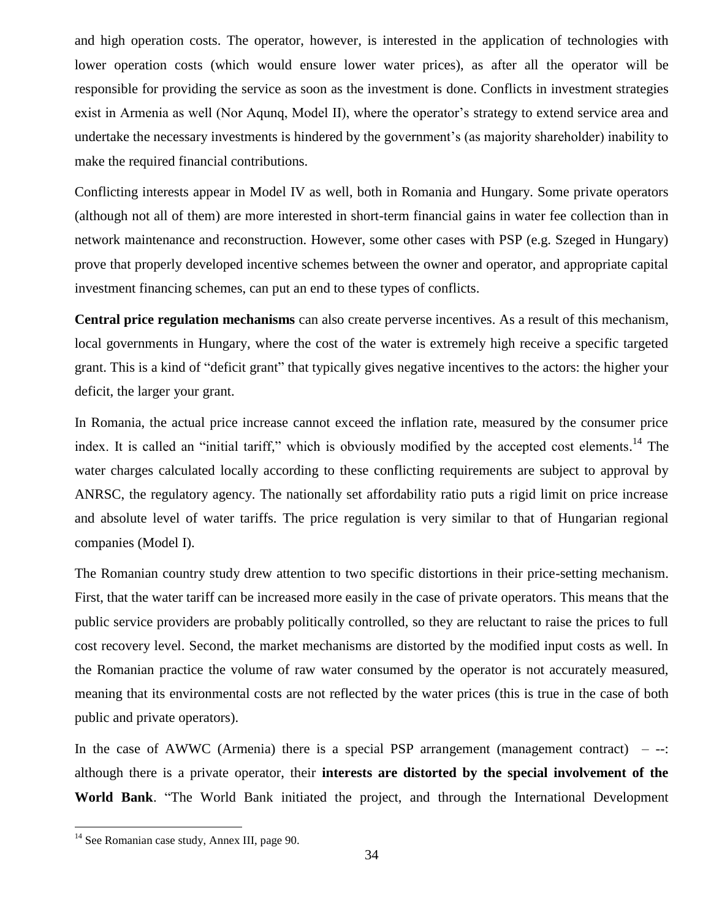and high operation costs. The operator, however, is interested in the application of technologies with lower operation costs (which would ensure lower water prices), as after all the operator will be responsible for providing the service as soon as the investment is done. Conflicts in investment strategies exist in Armenia as well (Nor Aqunq, Model II), where the operator's strategy to extend service area and undertake the necessary investments is hindered by the government's (as majority shareholder) inability to make the required financial contributions.

Conflicting interests appear in Model IV as well, both in Romania and Hungary. Some private operators (although not all of them) are more interested in short-term financial gains in water fee collection than in network maintenance and reconstruction. However, some other cases with PSP (e.g. Szeged in Hungary) prove that properly developed incentive schemes between the owner and operator, and appropriate capital investment financing schemes, can put an end to these types of conflicts.

**Central price regulation mechanisms** can also create perverse incentives. As a result of this mechanism, local governments in Hungary, where the cost of the water is extremely high receive a specific targeted grant. This is a kind of "deficit grant" that typically gives negative incentives to the actors: the higher your deficit, the larger your grant.

In Romania, the actual price increase cannot exceed the inflation rate, measured by the consumer price index. It is called an "initial tariff," which is obviously modified by the accepted cost elements.[14] The water charges calculated locally according to these conflicting requirements are subject to approval by ANRSC, the regulatory agency. The nationally set affordability ratio puts a rigid limit on price increase and absolute level of water tariffs. The price regulation is very similar to that of Hungarian regional companies (Model I).

The Romanian country study drew attention to two specific distortions in their price-setting mechanism. First, that the water tariff can be increased more easily in the case of private operators. This means that the public service providers are probably politically controlled, so they are reluctant to raise the prices to full cost recovery level. Second, the market mechanisms are distorted by the modified input costs as well. In the Romanian practice the volume of raw water consumed by the operator is not accurately measured, meaning that its environmental costs are not reflected by the water prices (this is true in the case of both public and private operators).

In the case of AWWC (Armenia) there is a special PSP arrangement (management contract) – --: although there is a private operator, their **interests are distorted by the special involvement of the World Bank**. "The World Bank initiated the project, and through the International Development

[14] See Romanian case study, Annex III, page 90.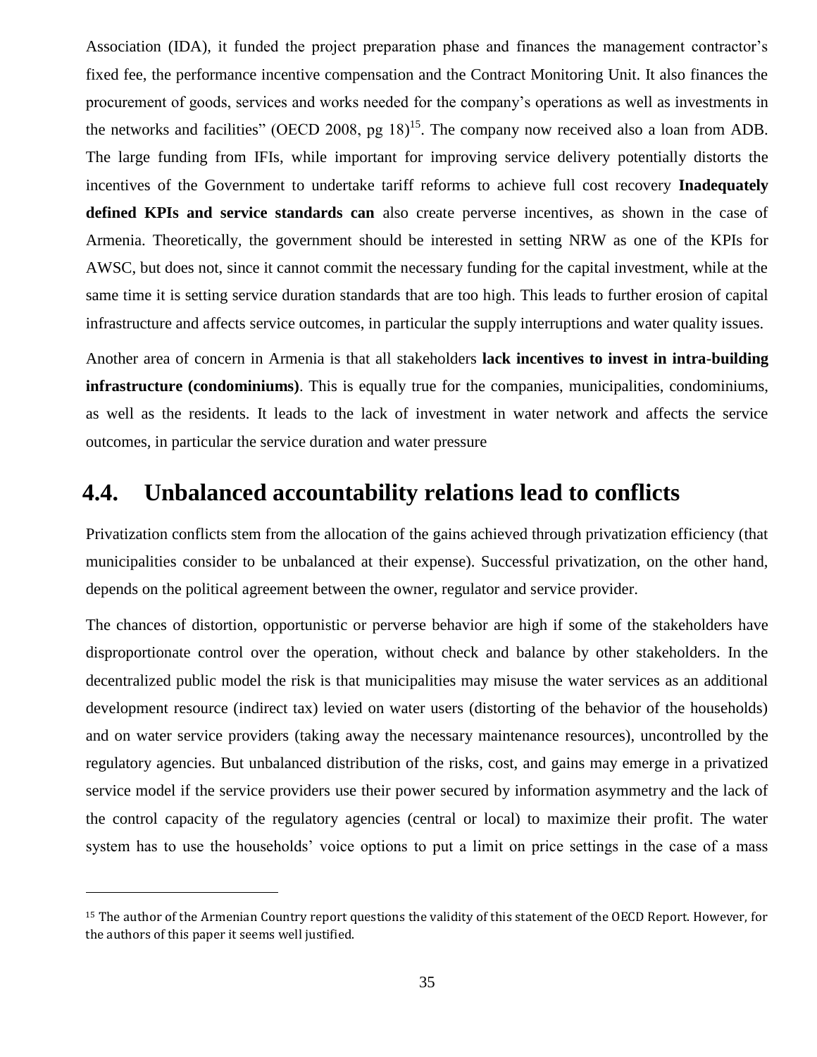Association (IDA), it funded the project preparation phase and finances the management contractor's fixed fee, the performance incentive compensation and the Contract Monitoring Unit. It also finances the procurement of goods, services and works needed for the company's operations as well as investments in the networks and facilities" (OECD 2008, pg 18)[15]. The company now received also a loan from ADB. The large funding from IFIs, while important for improving service delivery potentially distorts the incentives of the Government to undertake tariff reforms to achieve full cost recovery **Inadequately defined KPIs and service standards can** also create perverse incentives, as shown in the case of Armenia. Theoretically, the government should be interested in setting NRW as one of the KPIs for AWSC, but does not, since it cannot commit the necessary funding for the capital investment, while at the same time it is setting service duration standards that are too high. This leads to further erosion of capital infrastructure and affects service outcomes, in particular the supply interruptions and water quality issues.

Another area of concern in Armenia is that all stakeholders **lack incentives to invest in intra-building infrastructure (condominiums)**. This is equally true for the companies, municipalities, condominiums, as well as the residents. It leads to the lack of investment in water network and affects the service outcomes, in particular the service duration and water pressure

## 4.4. Unbalanced accountability relations lead to conflicts

Privatization conflicts stem from the allocation of the gains achieved through privatization efficiency (that municipalities consider to be unbalanced at their expense). Successful privatization, on the other hand, depends on the political agreement between the owner, regulator and service provider.

The chances of distortion, opportunistic or perverse behavior are high if some of the stakeholders have disproportionate control over the operation, without check and balance by other stakeholders. In the decentralized public model the risk is that municipalities may misuse the water services as an additional development resource (indirect tax) levied on water users (distorting of the behavior of the households) and on water service providers (taking away the necessary maintenance resources), uncontrolled by the regulatory agencies. But unbalanced distribution of the risks, cost, and gains may emerge in a privatized service model if the service providers use their power secured by information asymmetry and the lack of the control capacity of the regulatory agencies (central or local) to maximize their profit. The water system has to use the households' voice options to put a limit on price settings in the case of a mass

---

[15] The author of the Armenian Country report questions the validity of this statement of the OECD Report. However, for the authors of this paper it seems well justified.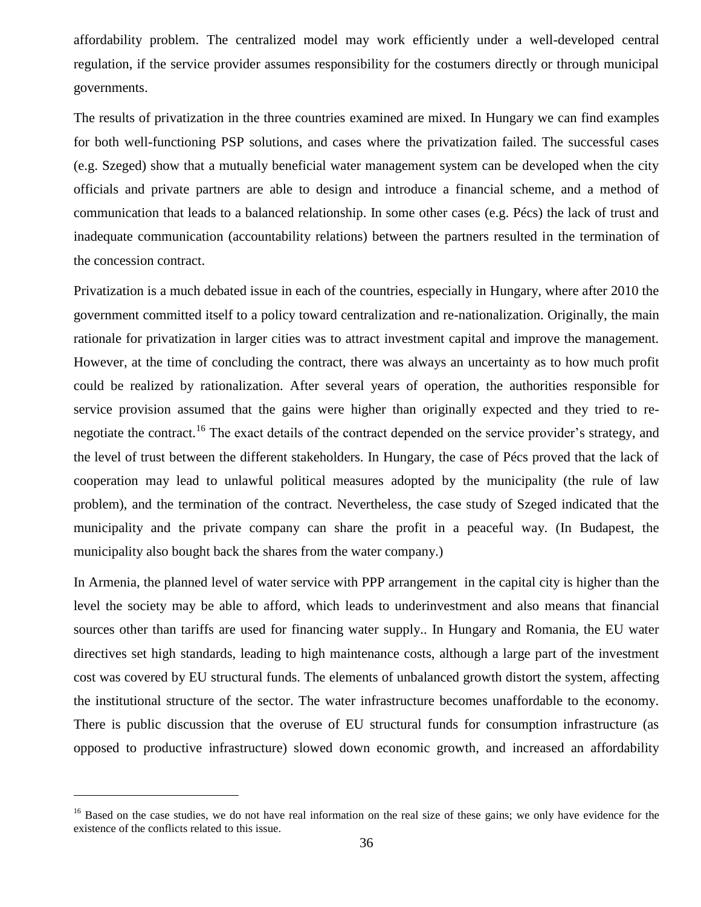affordability problem. The centralized model may work efficiently under a well-developed central regulation, if the service provider assumes responsibility for the costumers directly or through municipal governments.

The results of privatization in the three countries examined are mixed. In Hungary we can find examples for both well-functioning PSP solutions, and cases where the privatization failed. The successful cases (e.g. Szeged) show that a mutually beneficial water management system can be developed when the city officials and private partners are able to design and introduce a financial scheme, and a method of communication that leads to a balanced relationship. In some other cases (e.g. Pécs) the lack of trust and inadequate communication (accountability relations) between the partners resulted in the termination of the concession contract.

Privatization is a much debated issue in each of the countries, especially in Hungary, where after 2010 the government committed itself to a policy toward centralization and re-nationalization. Originally, the main rationale for privatization in larger cities was to attract investment capital and improve the management. However, at the time of concluding the contract, there was always an uncertainty as to how much profit could be realized by rationalization. After several years of operation, the authorities responsible for service provision assumed that the gains were higher than originally expected and they tried to re-negotiate the contract.[16] The exact details of the contract depended on the service provider's strategy, and the level of trust between the different stakeholders. In Hungary, the case of Pécs proved that the lack of cooperation may lead to unlawful political measures adopted by the municipality (the rule of law problem), and the termination of the contract. Nevertheless, the case study of Szeged indicated that the municipality and the private company can share the profit in a peaceful way. (In Budapest, the municipality also bought back the shares from the water company.)

In Armenia, the planned level of water service with PPP arrangement in the capital city is higher than the level the society may be able to afford, which leads to underinvestment and also means that financial sources other than tariffs are used for financing water supply.. In Hungary and Romania, the EU water directives set high standards, leading to high maintenance costs, although a large part of the investment cost was covered by EU structural funds. The elements of unbalanced growth distort the system, affecting the institutional structure of the sector. The water infrastructure becomes unaffordable to the economy. There is public discussion that the overuse of EU structural funds for consumption infrastructure (as opposed to productive infrastructure) slowed down economic growth, and increased an affordability

[16] Based on the case studies, we do not have real information on the real size of these gains; we only have evidence for the existence of the conflicts related to this issue.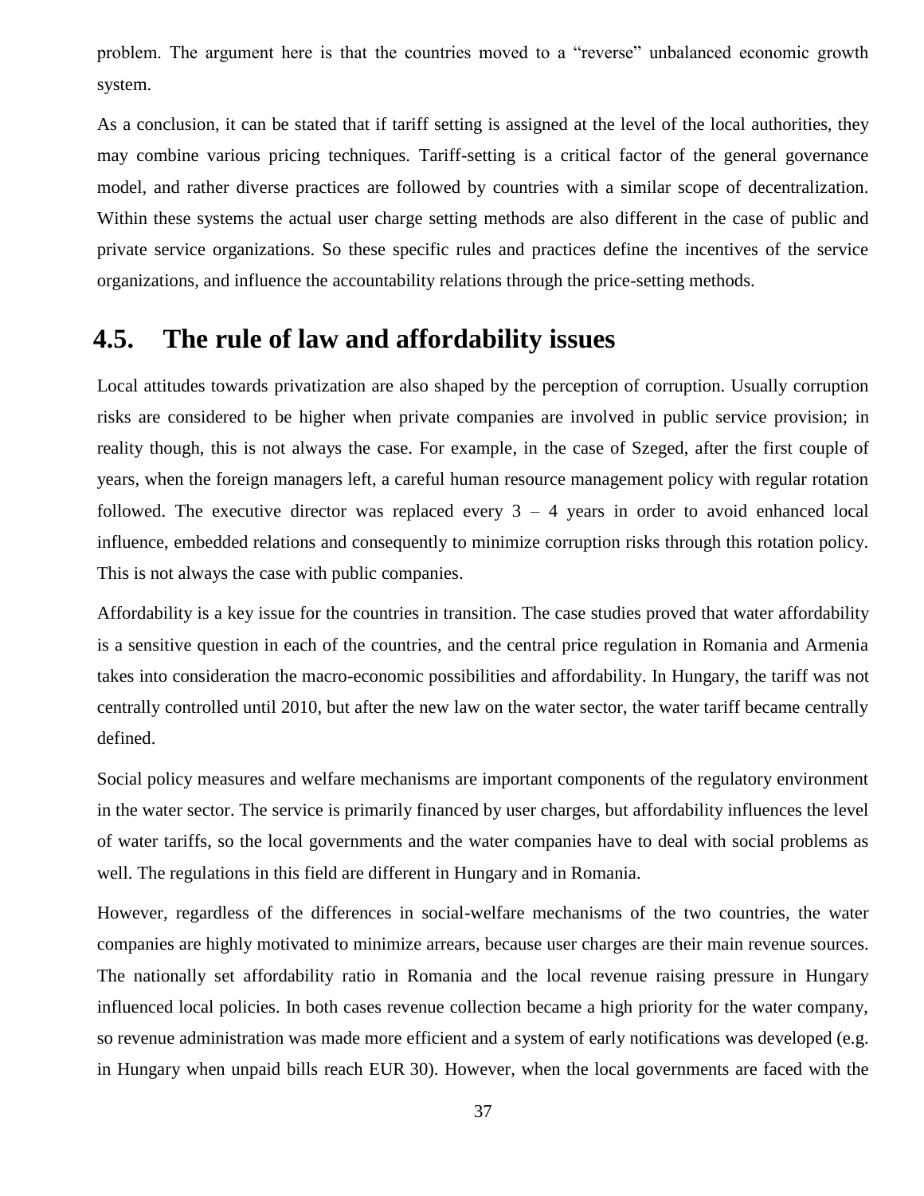problem. The argument here is that the countries moved to a "reverse" unbalanced economic growth system.

As a conclusion, it can be stated that if tariff setting is assigned at the level of the local authorities, they may combine various pricing techniques. Tariff-setting is a critical factor of the general governance model, and rather diverse practices are followed by countries with a similar scope of decentralization. Within these systems the actual user charge setting methods are also different in the case of public and private service organizations. So these specific rules and practices define the incentives of the service organizations, and influence the accountability relations through the price-setting methods.

## 4.5. The rule of law and affordability issues

Local attitudes towards privatization are also shaped by the perception of corruption. Usually corruption risks are considered to be higher when private companies are involved in public service provision; in reality though, this is not always the case. For example, in the case of Szeged, after the first couple of years, when the foreign managers left, a careful human resource management policy with regular rotation followed. The executive director was replaced every 3 – 4 years in order to avoid enhanced local influence, embedded relations and consequently to minimize corruption risks through this rotation policy. This is not always the case with public companies.

Affordability is a key issue for the countries in transition. The case studies proved that water affordability is a sensitive question in each of the countries, and the central price regulation in Romania and Armenia takes into consideration the macro-economic possibilities and affordability. In Hungary, the tariff was not centrally controlled until 2010, but after the new law on the water sector, the water tariff became centrally defined.

Social policy measures and welfare mechanisms are important components of the regulatory environment in the water sector. The service is primarily financed by user charges, but affordability influences the level of water tariffs, so the local governments and the water companies have to deal with social problems as well. The regulations in this field are different in Hungary and in Romania.

However, regardless of the differences in social-welfare mechanisms of the two countries, the water companies are highly motivated to minimize arrears, because user charges are their main revenue sources. The nationally set affordability ratio in Romania and the local revenue raising pressure in Hungary influenced local policies. In both cases revenue collection became a high priority for the water company, so revenue administration was made more efficient and a system of early notifications was developed (e.g. in Hungary when unpaid bills reach EUR 30). However, when the local governments are faced with the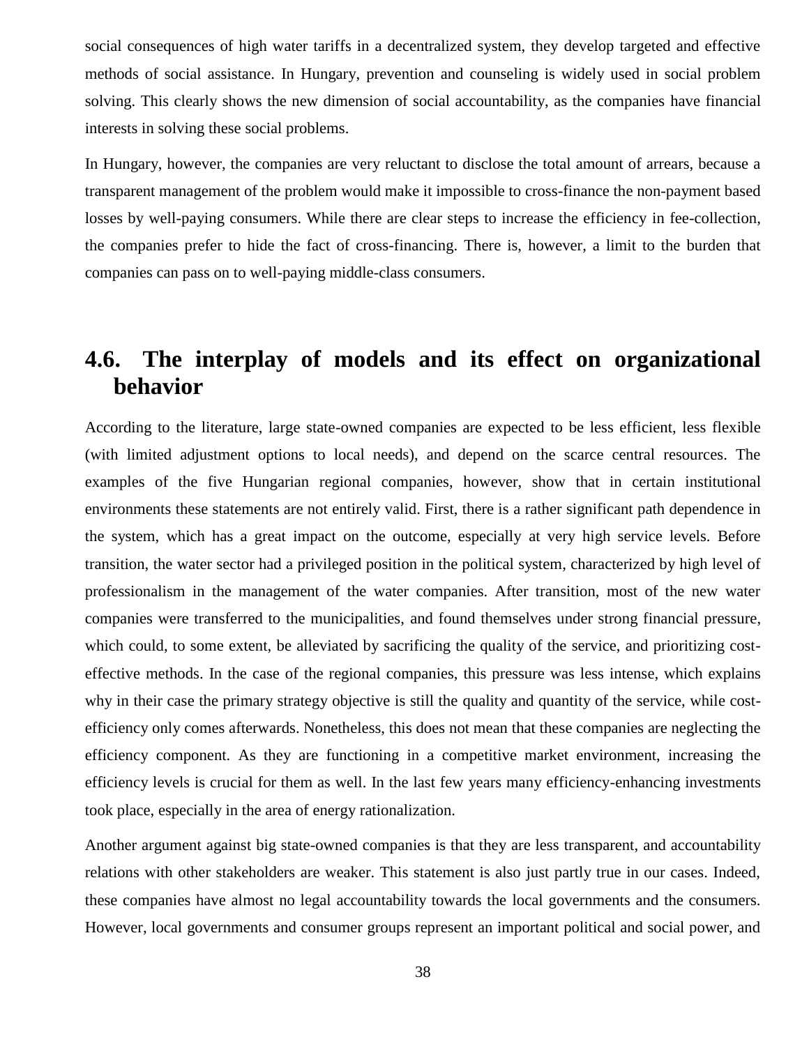social consequences of high water tariffs in a decentralized system, they develop targeted and effective methods of social assistance. In Hungary, prevention and counseling is widely used in social problem solving. This clearly shows the new dimension of social accountability, as the companies have financial interests in solving these social problems.

In Hungary, however, the companies are very reluctant to disclose the total amount of arrears, because a transparent management of the problem would make it impossible to cross-finance the non-payment based losses by well-paying consumers. While there are clear steps to increase the efficiency in fee-collection, the companies prefer to hide the fact of cross-financing. There is, however, a limit to the burden that companies can pass on to well-paying middle-class consumers.

## 4.6. The interplay of models and its effect on organizational behavior

According to the literature, large state-owned companies are expected to be less efficient, less flexible (with limited adjustment options to local needs), and depend on the scarce central resources. The examples of the five Hungarian regional companies, however, show that in certain institutional environments these statements are not entirely valid. First, there is a rather significant path dependence in the system, which has a great impact on the outcome, especially at very high service levels. Before transition, the water sector had a privileged position in the political system, characterized by high level of professionalism in the management of the water companies. After transition, most of the new water companies were transferred to the municipalities, and found themselves under strong financial pressure, which could, to some extent, be alleviated by sacrificing the quality of the service, and prioritizing cost-effective methods. In the case of the regional companies, this pressure was less intense, which explains why in their case the primary strategy objective is still the quality and quantity of the service, while cost-efficiency only comes afterwards. Nonetheless, this does not mean that these companies are neglecting the efficiency component. As they are functioning in a competitive market environment, increasing the efficiency levels is crucial for them as well. In the last few years many efficiency-enhancing investments took place, especially in the area of energy rationalization.

Another argument against big state-owned companies is that they are less transparent, and accountability relations with other stakeholders are weaker. This statement is also just partly true in our cases. Indeed, these companies have almost no legal accountability towards the local governments and the consumers. However, local governments and consumer groups represent an important political and social power, and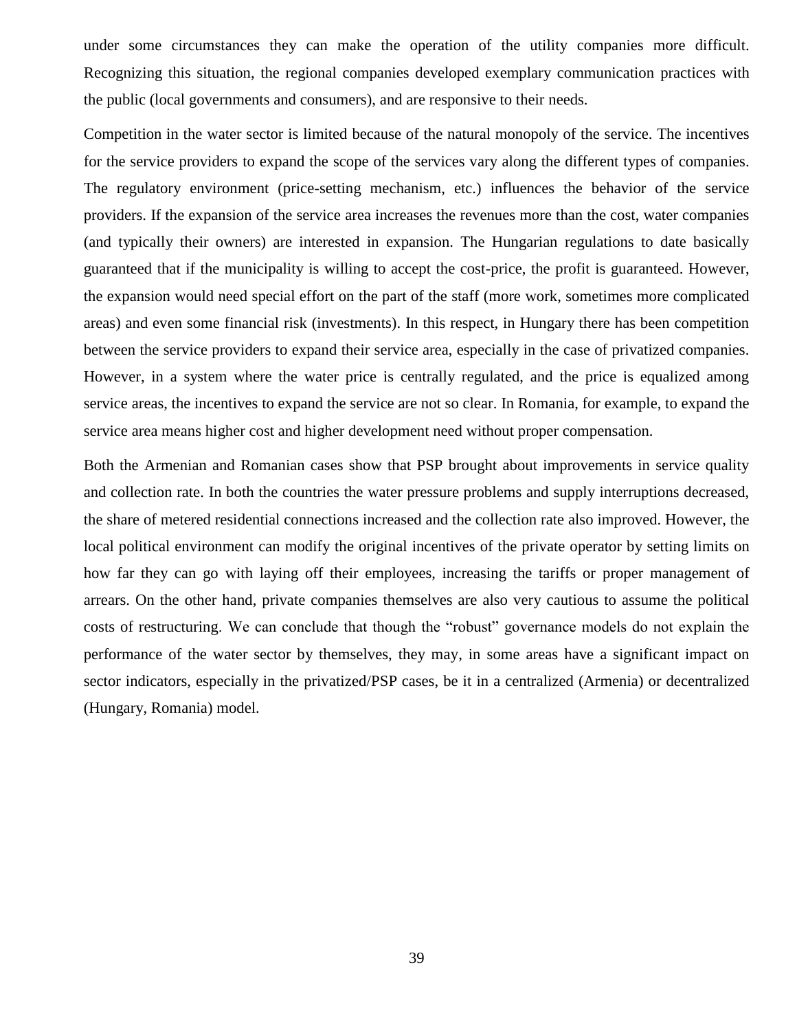under some circumstances they can make the operation of the utility companies more difficult. Recognizing this situation, the regional companies developed exemplary communication practices with the public (local governments and consumers), and are responsive to their needs.

Competition in the water sector is limited because of the natural monopoly of the service. The incentives for the service providers to expand the scope of the services vary along the different types of companies. The regulatory environment (price-setting mechanism, etc.) influences the behavior of the service providers. If the expansion of the service area increases the revenues more than the cost, water companies (and typically their owners) are interested in expansion. The Hungarian regulations to date basically guaranteed that if the municipality is willing to accept the cost-price, the profit is guaranteed. However, the expansion would need special effort on the part of the staff (more work, sometimes more complicated areas) and even some financial risk (investments). In this respect, in Hungary there has been competition between the service providers to expand their service area, especially in the case of privatized companies. However, in a system where the water price is centrally regulated, and the price is equalized among service areas, the incentives to expand the service are not so clear. In Romania, for example, to expand the service area means higher cost and higher development need without proper compensation.

Both the Armenian and Romanian cases show that PSP brought about improvements in service quality and collection rate. In both the countries the water pressure problems and supply interruptions decreased, the share of metered residential connections increased and the collection rate also improved. However, the local political environment can modify the original incentives of the private operator by setting limits on how far they can go with laying off their employees, increasing the tariffs or proper management of arrears. On the other hand, private companies themselves are also very cautious to assume the political costs of restructuring. We can conclude that though the "robust" governance models do not explain the performance of the water sector by themselves, they may, in some areas have a significant impact on sector indicators, especially in the privatized/PSP cases, be it in a centralized (Armenia) or decentralized (Hungary, Romania) model.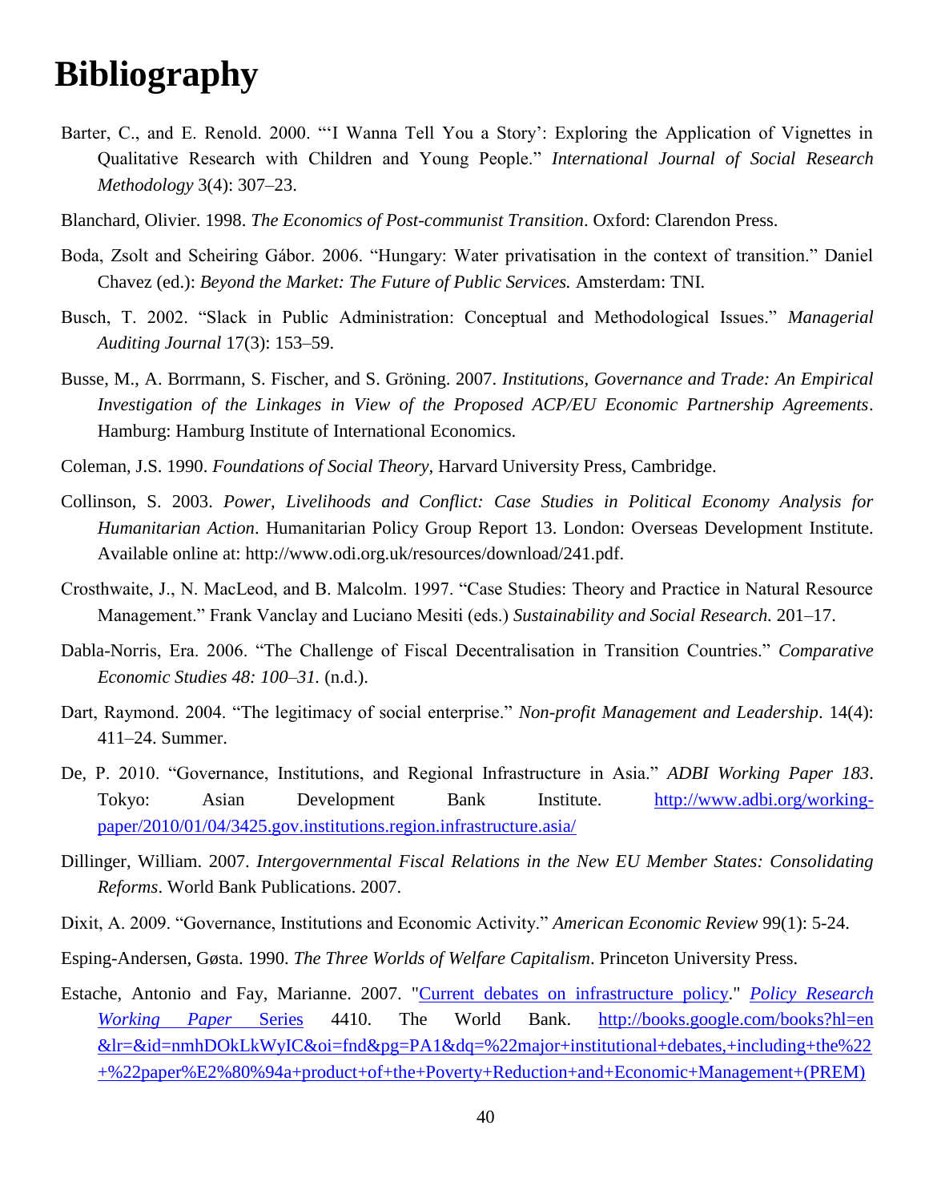# Bibliography

Barter, C., and E. Renold. 2000. "'I Wanna Tell You a Story': Exploring the Application of Vignettes in Qualitative Research with Children and Young People." *International Journal of Social Research Methodology* 3(4): 307–23.

Blanchard, Olivier. 1998. *The Economics of Post-communist Transition*. Oxford: Clarendon Press.

Boda, Zsolt and Scheiring Gábor. 2006. "Hungary: Water privatisation in the context of transition." Daniel Chavez (ed.): *Beyond the Market: The Future of Public Services.* Amsterdam: TNI.

Busch, T. 2002. "Slack in Public Administration: Conceptual and Methodological Issues." *Managerial Auditing Journal* 17(3): 153–59.

Busse, M., A. Borrmann, S. Fischer, and S. Gröning. 2007. *Institutions, Governance and Trade: An Empirical Investigation of the Linkages in View of the Proposed ACP/EU Economic Partnership Agreements*. Hamburg: Hamburg Institute of International Economics.

Coleman, J.S. 1990. *Foundations of Social Theory,* Harvard University Press, Cambridge.

Collinson, S. 2003. *Power, Livelihoods and Conflict: Case Studies in Political Economy Analysis for Humanitarian Action*. Humanitarian Policy Group Report 13. London: Overseas Development Institute. Available online at: http://www.odi.org.uk/resources/download/241.pdf.

Crosthwaite, J., N. MacLeod, and B. Malcolm. 1997. "Case Studies: Theory and Practice in Natural Resource Management." Frank Vanclay and Luciano Mesiti (eds.) *Sustainability and Social Research.* 201–17.

Dabla-Norris, Era. 2006. "The Challenge of Fiscal Decentralisation in Transition Countries." *Comparative Economic Studies 48: 100–31.* (n.d.).

Dart, Raymond. 2004. "The legitimacy of social enterprise." *Non-profit Management and Leadership*. 14(4): 411–24. Summer.

De, P. 2010. "Governance, Institutions, and Regional Infrastructure in Asia." *ADBI Working Paper 183*. Tokyo: Asian Development Bank Institute. http://www.adbi.org/working-paper/2010/01/04/3425.gov.institutions.region.infrastructure.asia/

Dillinger, William. 2007. *Intergovernmental Fiscal Relations in the New EU Member States: Consolidating Reforms*. World Bank Publications. 2007.

Dixit, A. 2009. "Governance, Institutions and Economic Activity." *American Economic Review* 99(1): 5-24.

Esping-Andersen, Gøsta. 1990. *The Three Worlds of Welfare Capitalism*. Princeton University Press.

Estache, Antonio and Fay, Marianne. 2007. "Current debates on infrastructure policy." *Policy Research Working Paper Series* 4410. The World Bank. http://books.google.com/books?hl=en&lr=&id=nmhDOkLkWyIC&oi=fnd&pg=PA1&dq=%22major+institutional+debates,+including+the%22+%22paper%E2%80%94a+product+of+the+Poverty+Reduction+and+Economic+Management+(PREM)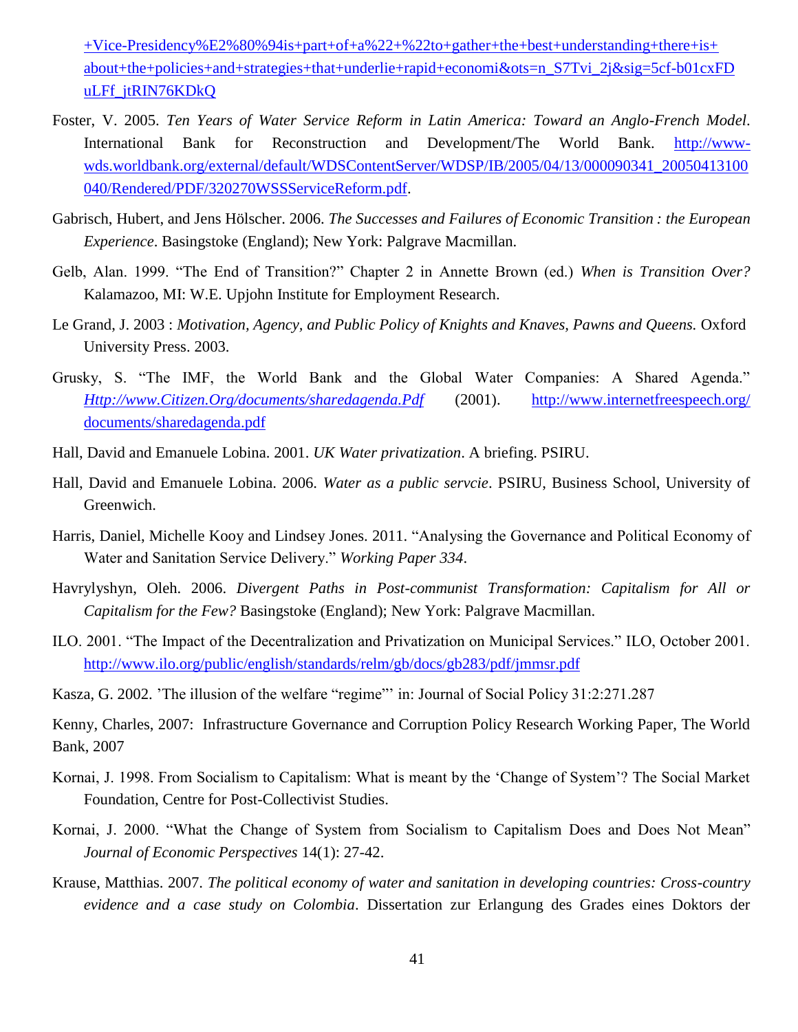+Vice-Presidency%E2%80%94is+part+of+a%22+%22to+gather+the+best+understanding+there+is+about+the+policies+and+strategies+that+underlie+rapid+economi&ots=n_S7Tvi_2j&sig=5cf-b01cxFDuLFf_jtRIN76KDkQ

Foster, V. 2005. *Ten Years of Water Service Reform in Latin America: Toward an Anglo-French Model*. International Bank for Reconstruction and Development/The World Bank. http://www-wds.worldbank.org/external/default/WDSContentServer/WDSP/IB/2005/04/13/000090341_20050413100040/Rendered/PDF/320270WSSServiceReform.pdf.

Gabrisch, Hubert, and Jens Hölscher. 2006. *The Successes and Failures of Economic Transition : the European Experience*. Basingstoke (England); New York: Palgrave Macmillan.

Gelb, Alan. 1999. "The End of Transition?" Chapter 2 in Annette Brown (ed.) *When is Transition Over?* Kalamazoo, MI: W.E. Upjohn Institute for Employment Research.

Le Grand, J. 2003 : *Motivation, Agency, and Public Policy of Knights and Knaves, Pawns and Queens.* Oxford University Press. 2003.

Grusky, S. "The IMF, the World Bank and the Global Water Companies: A Shared Agenda." *Http://www.Citizen.Org/documents/sharedagenda.Pdf* (2001). http://www.internetfreespeech.org/documents/sharedagenda.pdf

Hall, David and Emanuele Lobina. 2001. *UK Water privatization*. A briefing. PSIRU.

Hall, David and Emanuele Lobina. 2006. *Water as a public servcie*. PSIRU, Business School, University of Greenwich.

Harris, Daniel, Michelle Kooy and Lindsey Jones. 2011. "Analysing the Governance and Political Economy of Water and Sanitation Service Delivery." *Working Paper 334*.

Havrylyshyn, Oleh. 2006. *Divergent Paths in Post-communist Transformation: Capitalism for All or Capitalism for the Few?* Basingstoke (England); New York: Palgrave Macmillan.

ILO. 2001. "The Impact of the Decentralization and Privatization on Municipal Services." ILO, October 2001. http://www.ilo.org/public/english/standards/relm/gb/docs/gb283/pdf/jmmsr.pdf

Kasza, G. 2002. 'The illusion of the welfare "regime"' in: Journal of Social Policy 31:2:271.287

Kenny, Charles, 2007: Infrastructure Governance and Corruption Policy Research Working Paper, The World Bank, 2007

Kornai, J. 1998. From Socialism to Capitalism: What is meant by the 'Change of System'? The Social Market Foundation, Centre for Post-Collectivist Studies.

Kornai, J. 2000. "What the Change of System from Socialism to Capitalism Does and Does Not Mean" *Journal of Economic Perspectives* 14(1): 27-42.

Krause, Matthias. 2007. *The political economy of water and sanitation in developing countries: Cross-country evidence and a case study on Colombia*. Dissertation zur Erlangung des Grades eines Doktors der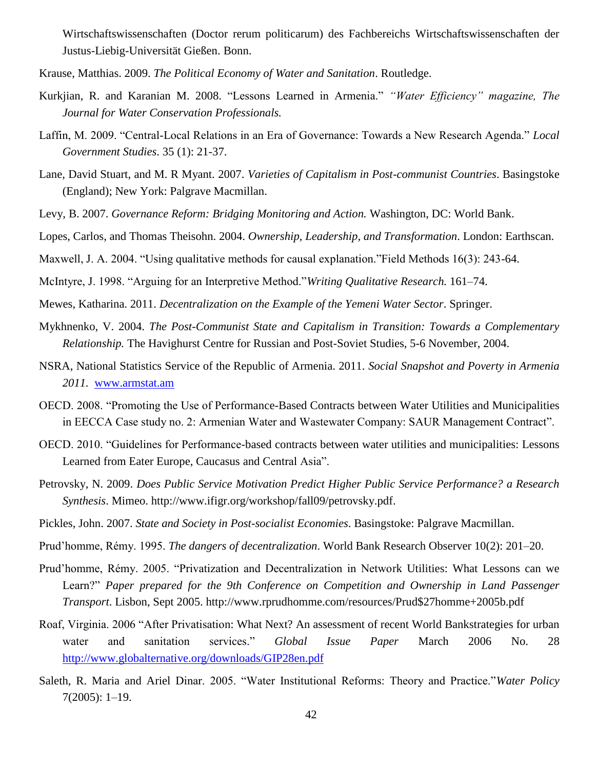Wirtschaftswissenschaften (Doctor rerum politicarum) des Fachbereichs Wirtschaftswissenschaften der Justus-Liebig-Universität Gießen. Bonn.

Krause, Matthias. 2009. *The Political Economy of Water and Sanitation*. Routledge.

Kurkjian, R. and Karanian M. 2008. "Lessons Learned in Armenia." *"Water Efficiency" magazine, The Journal for Water Conservation Professionals.*

Laffin, M. 2009. "Central-Local Relations in an Era of Governance: Towards a New Research Agenda." *Local Government Studies*. 35 (1): 21-37.

Lane, David Stuart, and M. R Myant. 2007. *Varieties of Capitalism in Post-communist Countries*. Basingstoke (England); New York: Palgrave Macmillan.

Levy, B. 2007. *Governance Reform: Bridging Monitoring and Action.* Washington, DC: World Bank.

Lopes, Carlos, and Thomas Theisohn. 2004. *Ownership, Leadership, and Transformation*. London: Earthscan.

Maxwell, J. A. 2004. "Using qualitative methods for causal explanation."Field Methods 16(3): 243-64.

McIntyre, J. 1998. "Arguing for an Interpretive Method."*Writing Qualitative Research.* 161–74.

Mewes, Katharina. 2011. *Decentralization on the Example of the Yemeni Water Sector*. Springer.

Mykhnenko, V. 2004. *The Post-Communist State and Capitalism in Transition: Towards a Complementary Relationship.* The Havighurst Centre for Russian and Post-Soviet Studies, 5-6 November, 2004.

NSRA, National Statistics Service of the Republic of Armenia. 2011. *Social Snapshot and Poverty in Armenia 2011.* www.armstat.am

OECD. 2008. "Promoting the Use of Performance-Based Contracts between Water Utilities and Municipalities in EECCA Case study no. 2: Armenian Water and Wastewater Company: SAUR Management Contract".

OECD. 2010. "Guidelines for Performance-based contracts between water utilities and municipalities: Lessons Learned from Eater Europe, Caucasus and Central Asia".

Petrovsky, N. 2009. *Does Public Service Motivation Predict Higher Public Service Performance? a Research Synthesis*. Mimeo. http://www.ifigr.org/workshop/fall09/petrovsky.pdf.

Pickles, John. 2007. *State and Society in Post-socialist Economies*. Basingstoke: Palgrave Macmillan.

Prud'homme, Rémy. 1995. *The dangers of decentralization*. World Bank Research Observer 10(2): 201–20.

Prud'homme, Rémy. 2005. "Privatization and Decentralization in Network Utilities: What Lessons can we Learn?" *Paper prepared for the 9th Conference on Competition and Ownership in Land Passenger Transport*. Lisbon, Sept 2005. http://www.rprudhomme.com/resources/Prud$27homme+2005b.pdf

Roaf, Virginia. 2006 "After Privatisation: What Next? An assessment of recent World Bankstrategies for urban water and sanitation services." *Global Issue Paper* March 2006 No. 28 http://www.globalternative.org/downloads/GIP28en.pdf

Saleth, R. Maria and Ariel Dinar. 2005. "Water Institutional Reforms: Theory and Practice."*Water Policy* 7(2005): 1–19.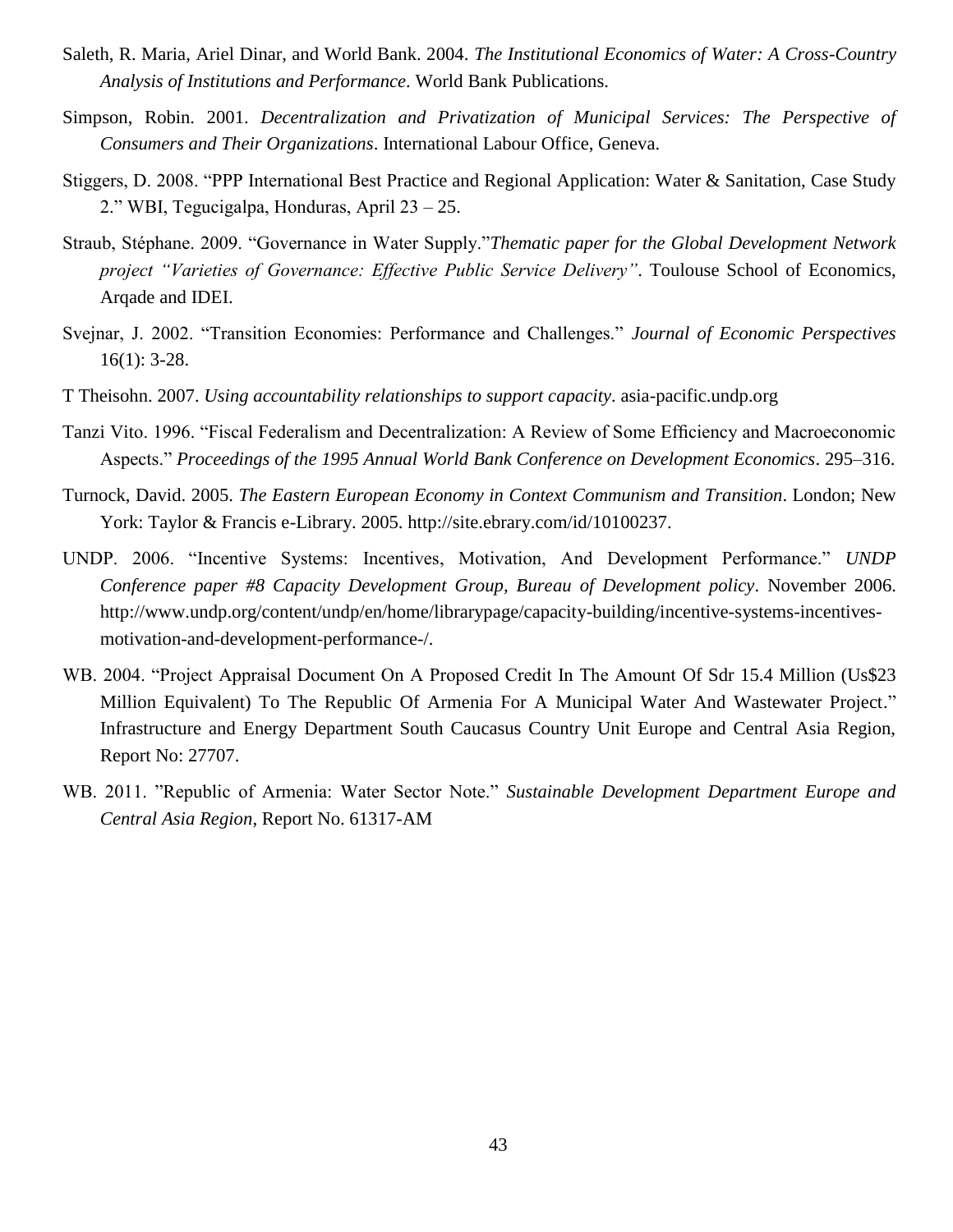Saleth, R. Maria, Ariel Dinar, and World Bank. 2004. *The Institutional Economics of Water: A Cross-Country Analysis of Institutions and Performance*. World Bank Publications.

Simpson, Robin. 2001. *Decentralization and Privatization of Municipal Services: The Perspective of Consumers and Their Organizations*. International Labour Office, Geneva.

Stiggers, D. 2008. "PPP International Best Practice and Regional Application: Water & Sanitation, Case Study 2." WBI, Tegucigalpa, Honduras, April 23 – 25.

Straub, Stéphane. 2009. "Governance in Water Supply."*Thematic paper for the Global Development Network project "Varieties of Governance: Effective Public Service Delivery"*. Toulouse School of Economics, Arqade and IDEI.

Svejnar, J. 2002. "Transition Economies: Performance and Challenges." *Journal of Economic Perspectives* 16(1): 3-28.

T Theisohn. 2007. *Using accountability relationships to support capacity*. asia-pacific.undp.org

Tanzi Vito. 1996. "Fiscal Federalism and Decentralization: A Review of Some Efficiency and Macroeconomic Aspects." *Proceedings of the 1995 Annual World Bank Conference on Development Economics*. 295–316.

Turnock, David. 2005. *The Eastern European Economy in Context Communism and Transition*. London; New York: Taylor & Francis e-Library. 2005. http://site.ebrary.com/id/10100237.

UNDP. 2006. "Incentive Systems: Incentives, Motivation, And Development Performance." *UNDP Conference paper #8 Capacity Development Group, Bureau of Development policy*. November 2006. http://www.undp.org/content/undp/en/home/librarypage/capacity-building/incentive-systems-incentives-motivation-and-development-performance-/.

WB. 2004. "Project Appraisal Document On A Proposed Credit In The Amount Of Sdr 15.4 Million (Us$23 Million Equivalent) To The Republic Of Armenia For A Municipal Water And Wastewater Project." Infrastructure and Energy Department South Caucasus Country Unit Europe and Central Asia Region, Report No: 27707.

WB. 2011. "Republic of Armenia: Water Sector Note." *Sustainable Development Department Europe and Central Asia Region*, Report No. 61317-AM